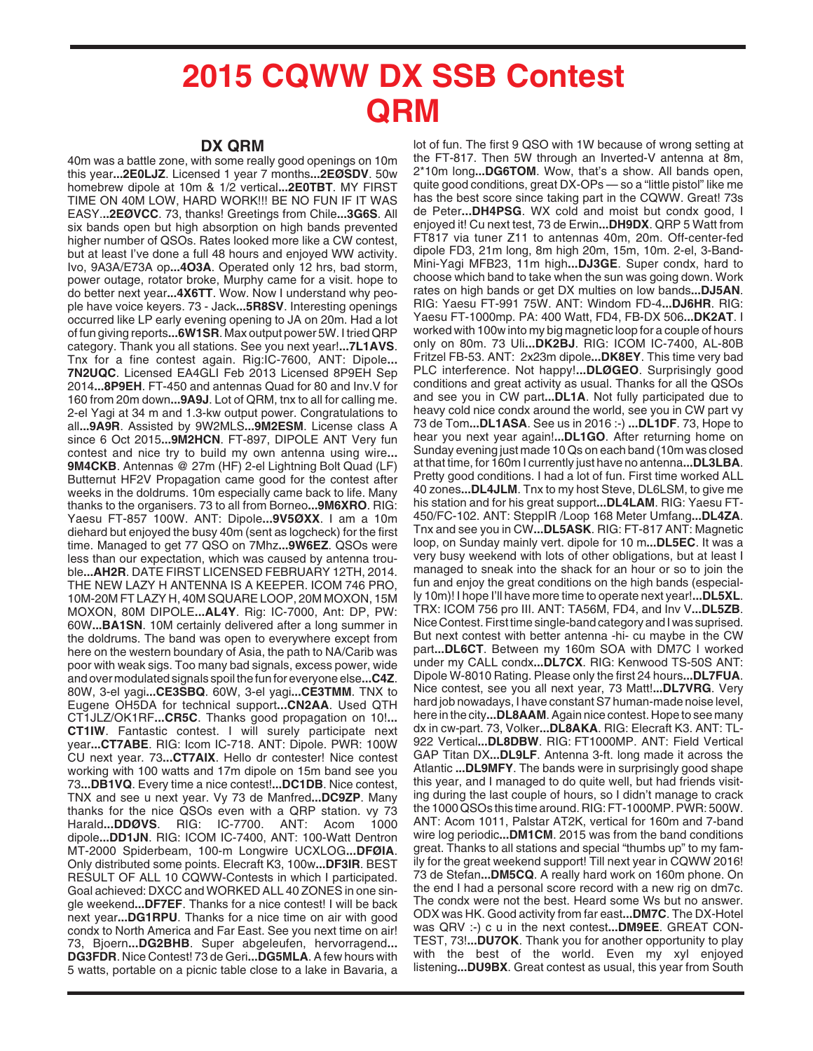# 2015 CQWW DX SSB Contest QRM

## DX QRM

40m was a battle zone, with some really good openings on 10m this year...**2E0LJZ**. Licensed 1 year 7 months...**2EØSDV**. 50w homebrew dipole at 10m & 1/2 vertical...**2E0TBT**. MY FIRST TIME ON 40M LOW, HARD WORK!!! BE NO FUN IF IT WAS EASY...**2EØVCC**. 73, thanks! Greetings from Chile...**3G6S**. All six bands open but high absorption on high bands prevented higher number of QSOs. Rates looked more like a CW contest, but at least I've done a full 48 hours and enjoyed WW activity. Ivo, 9A3A/E73A op...**4O3A**. Operated only 12 hrs, bad storm, power outage, rotator broke, Murphy came for a visit. hope to do better next year...**4X6TT**. Wow. Now I understand why people have voice keyers. 73 - Jack...**5R8SV**. Interesting openings occurred like LP early evening opening to JA on 20m. Had a lot of fun giving reports...**6W1SR**. Max output power 5W. I tried QRP category. Thank you all stations. See you next year!...**7L1AVS**. Tnx for a fine contest again. Rig:IC-7600, ANT: Dipole...**7N2UQC**. Licensed EA4GLI Feb 2013 Licensed 8P9EH Sep 2014...**8P9EH**. FT-450 and antennas Quad for 80 and Inv.V for 160 from 20m down...**9A9J**. Lot of QRM, tnx to all for calling me. 2-el Yagi at 34 m and 1.3-kw output power. Congratulations to all...**9A9R**. Assisted by 9W2MLS...**9M2ESM**. License class A since 6 Oct 2015...**9M2HCN**. FT-897, DIPOLE ANT Very fun contest and nice try to build my own antenna using wire...**9M4CKB**. Antennas @ 27m (HF) 2-el Lightning Bolt Quad (LF) Butternut HF2V Propagation came good for the contest after weeks in the doldrums. 10m especially came back to life. Many thanks to the organisers. 73 to all from Borneo...**9M6XRO**. RIG: Yaesu FT-857 100W. ANT: Dipole...**9V5ØXX**. I am a 10m diehard but enjoyed the busy 40m (sent as logcheck) for the first time. Managed to get 77 QSO on 7Mhz...**9W6EZ**. QSOs were less than our expectation, which was caused by antenna trouble...**AH2R**. DATE FIRST LICENSED FEBRUARY 12TH, 2014. THE NEW LAZY H ANTENNA IS A KEEPER. ICOM 746 PRO, 10M-20M FT LAZY H, 40M SQUARE LOOP, 20M MOXON, 15M MOXON, 80M DIPOLE...**AL4Y**. Rig: IC-7000, Ant: DP, PW: 60W...**BA1SN**. 10M certainly delivered after a long summer in the doldrums. The band was open to everywhere except from here on the western boundary of Asia, the path to NA/Carib was poor with weak sigs. Too many bad signals, excess power, wide and over modulated signals spoil the fun for everyone else...**C4Z**. 80W, 3-el yagi...**CE3SBQ**. 60W, 3-el yagi...**CE3TMM**. TNX to Eugene OH5DA for technical support...**CN2AA**. Used QTH CT1JLZ/OK1RF...**CR5C**. Thanks good propagation on 10!...**CT1IW**. Fantastic contest. I will surely participate next year...**CT7ABE**. RIG: Icom IC-718. ANT: Dipole. PWR: 100W CU next year. 73...**CT7AIX**. Hello dr contester! Nice contest working with 100 watts and 17m dipole on 15m band see you 73...**DB1VQ**. Every time a nice contest!...**DC1DB**. Nice contest, TNX and see u next year. Vy 73 de Manfred...**DC9ZP**. Many thanks for the nice QSOs even with a QRP station. vy 73 Harald...**DDØVS**. RIG: IC-7700. ANT: Acom 1000 dipole...**DD1JN**. RIG: ICOM IC-7400, ANT: 100-Watt Dentron MT-2000 Spiderbeam, 100-m Longwire UCXLOG...**DFØIA**. Only distributed some points. Elecraft K3, 100w...**DF3IR**. BEST RESULT OF ALL 10 CQWW-Contests in which I participated. Goal achieved: DXCC and WORKED ALL 40 ZONES in one single weekend...**DF7EF**. Thanks for a nice contest! I will be back next year...**DG1RPU**. Thanks for a nice time on air with good condx to North America and Far East. See you next time on air! 73, Bjoern...**DG2BHB**. Super abgeleufen, hervorragend...**DG3FDR**. Nice Contest! 73 de Geri...**DG5MLA**. A few hours with 5 watts, portable on a picnic table close to a lake in Bavaria, a lot of fun. The first 9 QSO with 1W because of wrong setting at the FT-817. Then 5W through an Inverted-V antenna at 8m, 2*10m long...**DG6TOM**. Wow, that's a show. All bands open, quite good conditions, great DX-OPs — so a "little pistol" like me has the best score since taking part in the CQWW. Great! 73s de Peter...**DH4PSG**. WX cold and moist but condx good, I enjoyed it! Cu next test, 73 de Erwin...**DH9DX**. QRP 5 Watt from FT817 via tuner Z11 to antennas 40m, 20m. Off-center-fed dipole FD3, 21m long, 8m high 20m, 15m, 10m. 2-el, 3-Band-Mini-Yagi MFB23, 11m high...**DJ3GE**. Super condx, hard to choose which band to take when the sun was going down. Work rates on high bands or get DX multies on low bands...**DJ5AN**. RIG: Yaesu FT-991 75W. ANT: Windom FD-4...**DJ6HR**. RIG: Yaesu FT-1000mp. PA: 400 Watt, FD4, FB-DX 506...**DK2AT**. I worked with 100w into my big magnetic loop for a couple of hours only on 80m. 73 Uli...**DK2BJ**. RIG: ICOM IC-7400, AL-80B Fritzel FB-53. ANT: 2x23m dipole...**DK8EY**. This time very bad PLC interference. Not happy!...**DLØGEO**. Surprisingly good conditions and great activity as usual. Thanks for all the QSOs and see you in CW part...**DL1A**. Not fully participated due to heavy cold nice condx around the world, see you in CW part vy 73 de Tom...**DL1ASA**. See us in 2016 :-) ...**DL1DF**. 73, Hope to hear you next year again!...**DL1GO**. After returning home on Sunday evening just made 10 Qs on each band (10m was closed at that time, for 160m I currently just have no antenna...**DL3LBA**. Pretty good conditions. I had a lot of fun. First time worked ALL 40 zones...**DL4JLM**. Tnx to my host Steve, DL6LSM, to give me his station and for his great support...**DL4LAM**. RIG: Yaesu FT-450/FC-102. ANT: SteppIR /Loop 168 Meter Umfang...**DL4ZA**. Tnx and see you in CW...**DL5ASK**. RIG: FT-817 ANT: Magnetic loop, on Sunday mainly vert. dipole for 10 m...**DL5EC**. It was a very busy weekend with lots of other obligations, but at least I managed to sneak into the shack for an hour or so to join the fun and enjoy the great conditions on the high bands (especially 10m)! I hope I'll have more time to operate next year!...**DL5XL**. TRX: ICOM 756 pro III. ANT: TA56M, FD4, and Inv V...**DL5ZB**. Nice Contest. First time single-band category and I was suprised. But next contest with better antenna -hi- cu maybe in the CW part...**DL6CT**. Between my 160m SOA with DM7C I worked under my CALL condx...**DL7CX**. RIG: Kenwood TS-50S ANT: Dipole W-8010 Rating. Please only the first 24 hours...**DL7FUA**. Nice contest, see you all next year, 73 Matt!...**DL7VRG**. Very hard job nowadays, I have constant S7 human-made noise level, here in the city...**DL8AAM**. Again nice contest. Hope to see many dx in cw-part. 73, Volker...**DL8AKA**. RIG: Elecraft K3. ANT: TL-922 Vertical...**DL8DBW**. RIG: FT1000MP. ANT: Field Vertical GAP Titan DX...**DL9LF**. Antenna 3-ft. long made it across the Atlantic ...**DL9MFY**. The bands were in surprisingly good shape this year, and I managed to do quite well, but had friends visiting during the last couple of hours, so I didn't manage to crack the 1000 QSOs this time around. RIG: FT-1000MP. PWR: 500W. ANT: Acom 1011, Palstar AT2K, vertical for 160m and 7-band wire log periodic...**DM1CM**. 2015 was from the band conditions great. Thanks to all stations and special "thumbs up" to my family for the great weekend support! Till next year in CQWW 2016! 73 de Stefan...**DM5CQ**. A really hard work on 160m phone. On the end I had a personal score record with a new rig on dm7c. The condx were not the best. Heard some Ws but no answer. ODX was HK. Good activity from far east...**DM7C**. The DX-Hotel was QRV :-) c u in the next contest...**DM9EE**. GREAT CONTEST, 73!...**DU7OK**. Thank you for another opportunity to play with the best of the world. Even my xyl enjoyed listening...**DU9BX**. Great contest as usual, this year from South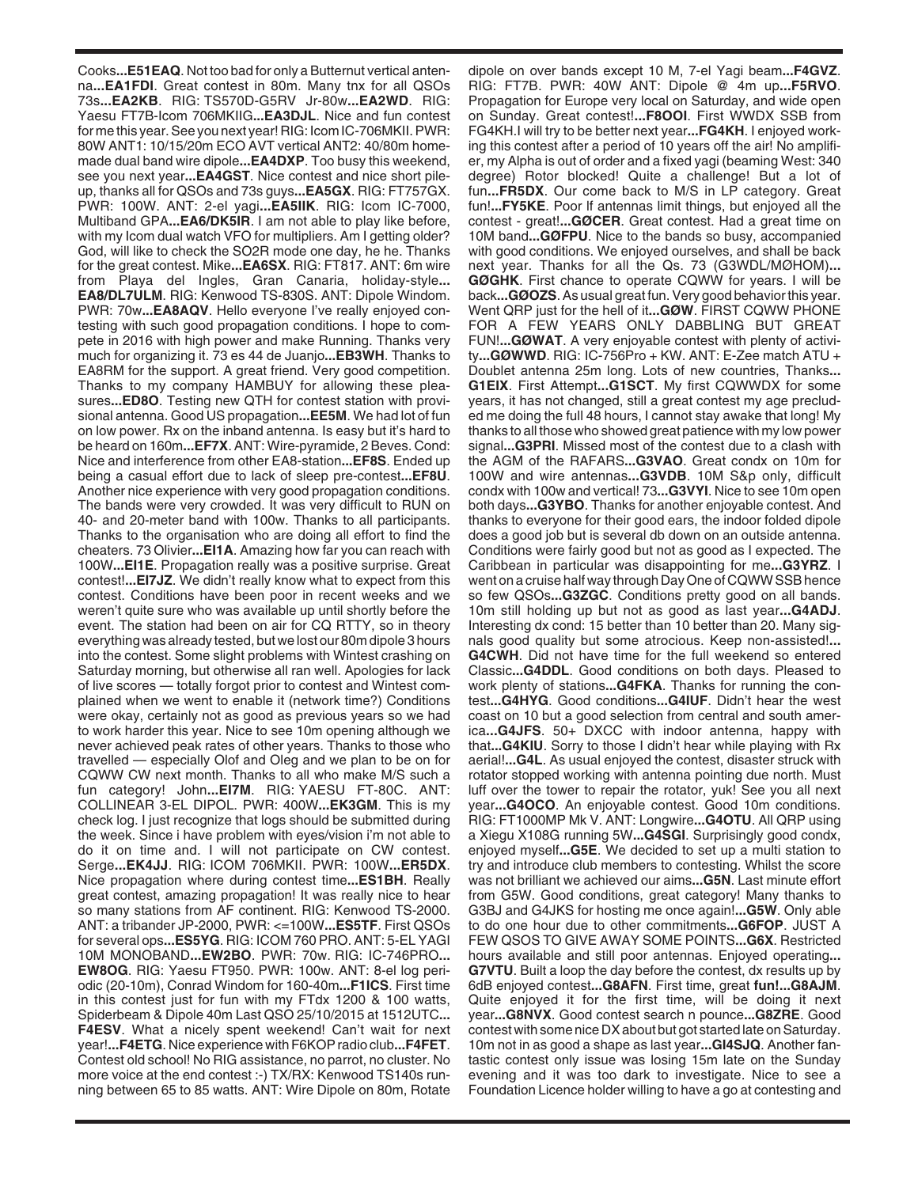Cooks...**E51EAQ**. Not too bad for only a Butternut vertical antenna...**EA1FDI**. Great contest in 80m. Many tnx for all QSOs 73s...**EA2KB**. RIG: TS570D-G5RV Jr-80w...**EA2WD**. RIG: Yaesu FT7B-Icom 706MKIIG...**EA3DJL**. Nice and fun contest for me this year. See you next year! RIG: Icom IC-706MKII. PWR: 80W ANT1: 10/15/20m ECO AVT vertical ANT2: 40/80m homemade dual band wire dipole...**EA4DXP**. Too busy this weekend, see you next year...**EA4GST**. Nice contest and nice short pileup, thanks all for QSOs and 73s guys...**EA5GX**. RIG: FT757GX. PWR: 100W. ANT: 2-el yagi...**EA5IIK**. RIG: Icom IC-7000, Multiband GPA...**EA6/DK5IR**. I am not able to play like before, with my Icom dual watch VFO for multipliers. Am I getting older? God, will like to check the SO2R mode one day, he he. Thanks for the great contest. Mike...**EA6SX**. RIG: FT817. ANT: 6m wire from Playa del Ingles, Gran Canaria, holiday-style...**EA8/DL7ULM**. RIG: Kenwood TS-830S. ANT: Dipole Windom. PWR: 70w...**EA8AQV**. Hello everyone I've really enjoyed contesting with such good propagation conditions. I hope to compete in 2016 with high power and make Running. Thanks very much for organizing it. 73 es 44 de Juanjo...**EB3WH**. Thanks to EA8RM for the support. A great friend. Very good competition. Thanks to my company HAMBUY for allowing these pleasures...**ED8O**. Testing new QTH for contest station with provisional antenna. Good US propagation...**EE5M**. We had lot of fun on low power. Rx on the inband antenna. Is easy but it's hard to be heard on 160m...**EF7X**. ANT: Wire-pyramide, 2 Beves. Cond: Nice and interference from other EA8-station...**EF8S**. Ended up being a casual effort due to lack of sleep pre-contest...**EF8U**. Another nice experience with very good propagation conditions. The bands were very crowded. It was very difficult to RUN on 40- and 20-meter band with 100w. Thanks to all participants. Thanks to the organisation who are doing all effort to find the cheaters. 73 Olivier...**EI1A**. Amazing how far you can reach with 100W...**EI1E**. Propagation really was a positive surprise. Great contest!...**EI7JZ**. We didn't really know what to expect from this contest. Conditions have been poor in recent weeks and we weren't quite sure who was available up until shortly before the event. The station had been on air for CQ RTTY, so in theory everything was already tested, but we lost our 80m dipole 3 hours into the contest. Some slight problems with Wintest crashing on Saturday morning, but otherwise all ran well. Apologies for lack of live scores — totally forgot prior to contest and Wintest complained when we went to enable it (network time?) Conditions were okay, certainly not as good as previous years so we had to work harder this year. Nice to see 10m opening although we never achieved peak rates of other years. Thanks to those who travelled — especially Olof and Oleg and we plan to be on for CQWW CW next month. Thanks to all who make M/S such a fun category! John...**EI7M**. RIG: YAESU FT-80C. ANT: COLLINEAR 3-EL DIPOL. PWR: 400W...**EK3GM**. This is my check log. I just recognize that logs should be submitted during the week. Since i have problem with eyes/vision i'm not able to do it on time and. I will not participate on CW contest. Serge...**EK4JJ**. RIG: ICOM 706MKII. PWR: 100W...**ER5DX**. Nice propagation where during contest time...**ES1BH**. Really great contest, amazing propagation! It was really nice to hear so many stations from AF continent. RIG: Kenwood TS-2000. ANT: a tribander JP-2000, PWR: <=100W...**ES5TF**. First QSOs for several ops...**ES5YG**. RIG: ICOM 760 PRO. ANT: 5-EL YAGI 10M MONOBAND...**EW2BO**. PWR: 70w. RIG: IC-746PRO...**EW8OG**. RIG: Yaesu FT950. PWR: 100w. ANT: 8-el log periodic (20-10m), Conrad Windom for 160-40m...**F1ICS**. First time in this contest just for fun with my FTdx 1200 & 100 watts, Spiderbeam & Dipole 40m Last QSO 25/10/2015 at 1512UTC...**F4ESV**. What a nicely spent weekend! Can't wait for next year!...**F4ETG**. Nice experience with F6KOP radio club...**F4FET**. Contest old school! No RIG assistance, no parrot, no cluster. No more voice at the end contest :-) TX/RX: Kenwood TS140s running between 65 to 85 watts. ANT: Wire Dipole on 80m, Rotate dipole on over bands except 10 M, 7-el Yagi beam...**F4GVZ**. RIG: FT7B. PWR: 40W ANT: Dipole @ 4m up...**F5RVO**. Propagation for Europe very local on Saturday, and wide open on Sunday. Great contest!...**F8OOI**. First WWDX SSB from FG4KH.I will try to be better next year...**FG4KH**. I enjoyed working this contest after a period of 10 years off the air! No amplifier, my Alpha is out of order and a fixed yagi (beaming West: 340 degree) Rotor blocked! Quite a challenge! But a lot of fun...**FR5DX**. Our come back to M/S in LP category. Great fun!...**FY5KE**. Poor lf antennas limit things, but enjoyed all the contest - great!...**GØCER**. Great contest. Had a great time on 10M band...**GØFPU**. Nice to the bands so busy, accompanied with good conditions. We enjoyed ourselves, and shall be back next year. Thanks for all the Qs. 73 (G3WDL/MØHOM)...**GØGHK**. First chance to operate CQWW for years. I will be back...**GØOZS**. As usual great fun. Very good behavior this year. Went QRP just for the hell of it...**GØW**. FIRST CQWW PHONE FOR A FEW YEARS ONLY DABBLING BUT GREAT FUN!...**GØWAT**. A very enjoyable contest with plenty of activity...**GØWWD**. RIG: IC-756Pro + KW. ANT: E-Zee match ATU + Doublet antenna 25m long. Lots of new countries, Thanks...**G1EIX**. First Attempt...**G1SCT**. My first CQWWDX for some years, it has not changed, still a great contest my age precluded me doing the full 48 hours, I cannot stay awake that long! My thanks to all those who showed great patience with my low power signal...**G3PRI**. Missed most of the contest due to a clash with the AGM of the RAFARS...**G3VAO**. Great condx on 10m for 100W and wire antennas...**G3VDB**. 10M S&p only, difficult condx with 100w and vertical! 73...**G3VYI**. Nice to see 10m open both days...**G3YBO**. Thanks for another enjoyable contest. And thanks to everyone for their good ears, the indoor folded dipole does a good job but is several db down on an outside antenna. Conditions were fairly good but not as good as I expected. The Caribbean in particular was disappointing for me...**G3YRZ**. I went on a cruise half way through Day One of CQWW SSB hence so few QSOs...**G3ZGC**. Conditions pretty good on all bands. 10m still holding up but not as good as last year...**G4ADJ**. Interesting dx cond: 15 better than 10 better than 20. Many signals good quality but some atrocious. Keep non-assisted!...**G4CWH**. Did not have time for the full weekend so entered Classic...**G4DDL**. Good conditions on both days. Pleased to work plenty of stations...**G4FKA**. Thanks for running the contest...**G4HYG**. Good conditions...**G4IUF**. Didn't hear the west coast on 10 but a good selection from central and south america...**G4JFS**. 50+ DXCC with indoor antenna, happy with that...**G4KIU**. Sorry to those I didn't hear while playing with Rx aerial!...**G4L**. As usual enjoyed the contest, disaster struck with rotator stopped working with antenna pointing due north. Must luff over the tower to repair the rotator, yuk! See you all next year...**G4OCO**. An enjoyable contest. Good 10m conditions. RIG: FT1000MP Mk V. ANT: Longwire...**G4OTU**. All QRP using a Xiegu X108G running 5W...**G4SGI**. Surprisingly good condx, enjoyed myself...**G5E**. We decided to set up a multi station to try and introduce club members to contesting. Whilst the score was not brilliant we achieved our aims...**G5N**. Last minute effort from G5W. Good conditions, great category! Many thanks to G3BJ and G4JKS for hosting me once again!...**G5W**. Only able to do one hour due to other commitments...**G6FOP**. JUST A FEW QSOS TO GIVE AWAY SOME POINTS...**G6X**. Restricted hours available and still poor antennas. Enjoyed operating...**G7VTU**. Built a loop the day before the contest, dx results up by 6dB enjoyed contest...**G8AFN**. First time, great **fun!...G8AJM**. Quite enjoyed it for the first time, will be doing it next year...**G8NVX**. Good contest search n pounce...**G8ZRE**. Good contest with some nice DX about but got started late on Saturday. 10m not in as good a shape as last year...**GI4SJQ**. Another fantastic contest only issue was losing 15m late on the Sunday evening and it was too dark to investigate. Nice to see a Foundation Licence holder willing to have a go at contesting and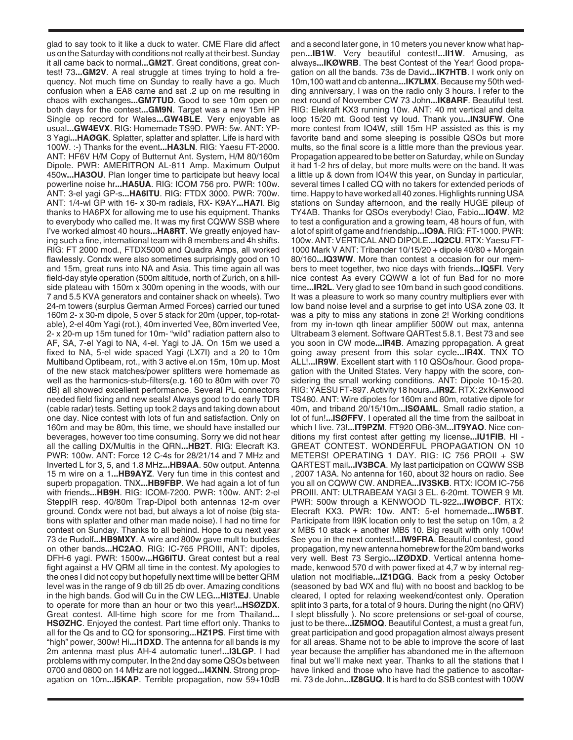glad to say took to it like a duck to water. CME Flare did affect us on the Saturday with conditions not really at their best. Sunday it all came back to normal**...GM2T**. Great conditions, great contest! 73**...GM2V**. A real struggle at times trying to hold a frequency. Not much time on Sunday to really have a go. Much confusion when a EA8 came and sat .2 up on me resulting in chaos with exchanges**...GM7TUD**. Good to see 10m open on both days for the contest**...GM9N**. Target was a new 15m HP Single op record for Wales**...GW4BLE**. Very enjoyable as usual**...GW4EVX**. RIG: Homemade TS9D. PWR: 5w. ANT: YP-3 Yagi**...HAØGK**. Splatter, splatter and splatter. Life is hard with 100W. :-) Thanks for the event**...HA3LN**. RIG: Yaesu FT-2000. ANT: HF6V H/M Copy of Butternut Ant. System, H/M 80/160m Dipole. PWR: AMERITRON AL-811 Amp. Maximum Output 450w**...HA3OU**. Plan longer time to participate but heavy local powerline noise hr**...HA5UA**. RIG: ICOM 756 pro. PWR: 100w. ANT: 3-el yagi GP-s**...HA6ITU**. RIG: FTDX 3000. PWR: 700w. ANT: 1/4-wl GP with 16- x 30-m radials, RX- K9AY**...HA7I**. Big thanks to HA6PX for allowing me to use his equipment. Thanks to everybody who called me. It was my first CQWW SSB where I've worked almost 40 hours**...HA8RT**. We greatly enjoyed having such a fine, international team with 8 members and 4h shifts. RIG: FT 2000 mod., FTDX5000 and Quadra Amps, all worked flawlessly. Condx were also sometimes surprisingly good on 10 and 15m, great runs into NA and Asia. This time again all was field-day style operation (500m altitude, north of Zurich, on a hill-side plateau with 150m x 300m opening in the woods, with our 7 and 5.5 KVA generators and container shack on wheels). Two 24-m towers (surplus German Armed Forces) carried our tuned 160m 2- x 30-m dipole, 5 over 5 stack for 20m (upper, top-rotatable), 2-el 40m Yagi (rot.), 40m inverted Vee, 80m inverted Vee, 2- x 20-m up 15m tuned for 10m- "wild" radiation pattern also to AF, SA, 7-el Yagi to NA, 4-el. Yagi to JA. On 15m we used a fixed to NA, 5-el wide spaced Yagi (LX7I) and a 20 to 10m Multiband Optibeam, rot., with 3 active el.on 15m, 10m up. Most of the new stack matches/power splitters were homemade as well as the harmonics-stub-filters(e.g. 160 to 80m with over 70 dB) all showed excellent performance. Several PL connectors needed field fixing and new seals! Always good to do early TDR (cable radar) tests. Setting up took 2 days and taking down about one day. Nice contest with lots of fun and satisfaction. Only on 160m and may be 80m, this time, we should have installed our beverages, however too time consuming. Sorry we did not hear all the calling DX/Multis in the QRN**...HB2T**. RIG: Elecraft K3. PWR: 100w. ANT: Force 12 C-4s for 28/21/14 and 7 MHz and Inverted L for 3, 5, and 1.8 MHz**...HB9AA**. 50w output. Antenna 15 m wire on a 1**...HB9AYZ**. Very fun time in this contest and superb propagation. TNX**...HB9FBP**. We had again a lot of fun with friends**...HB9H**. RIG: ICOM-7200. PWR: 100w. ANT: 2-el SteppIR resp. 40/80m Trap-Dipol both antennas 12-m over ground. Condx were not bad, but always a lot of noise (big stations with splatter and other man made noise). I had no time for contest on Sunday. Thanks to all behind. Hope to cu next year 73 de Rudolf**...HB9MXY**. A wire and 800w gave mult to buddies on other bands**...HC2AO**. RIG: IC-765 PROIII, ANT: dipoles, DFH-6 yagi. PWR: 1500w**...HG6ITU**. Great contest but a real fight against a HV QRM all time in the contest. My apologies to the ones I did not copy but hopefully next time will be better QRM level was in the range of 9 db till 25 db over. Amazing conditions in the high bands. God will Cu in the CQ LEG**...HI3TEJ**. Unable to operate for more than an hour or two this year!**...HSØZDX**. Great contest. All-time high score for me from Thailand**... HSØZHC**. Enjoyed the contest. Part time effort only. Thanks to all for the Qs and to CQ for sponsoring**...HZ1PS**. First time with "high" power, 300w! Hi**...I1DXD**. The antenna for all bands is my 2m antenna mast plus AH-4 automatic tuner!**...I3LGP**. I had problems with my computer. In the 2nd day some QSOs between 0700 and 0800 on 14 MHz are not logged**...I4XNN**. Strong propagation on 10m**...I5KAP**. Terrible propagation, now 59+10dB and a second later gone, in 10 meters you never know what happen**...IB1W**. Very beautiful contest!**...II1W**. Amusing, as always**...IKØWRB**. The best Contest of the Year! Good propagation on all the bands. 73s de David**...IK7HTB**. I work only on 10m,100 watt and cb antenna**...IK7LMX**. Because my 50th wedding anniversary, I was on the radio only 3 hours. I refer to the next round of November CW 73 John**...IK8ARF**. Beautiful test. RIG: Elekraft KX3 running 10w. ANT: 40 mt vertical and delta loop 15/20 mt. Good test vy loud. Thank you**...IN3UFW**. One more contest from IO4W, still 15m HP assisted as this is my favorite band and some sleeping is possible QSOs but more mults, so the final score is a little more than the previous year. Propagation appeared to be better on Saturday, while on Sunday it had 1-2 hrs of delay, but more mults were on the band. It was a little up & down from IO4W this year, on Sunday in particular, several times I called CQ with no takers for extended periods of time. Happy to have worked all 40 zones. Highlights running USA stations on Sunday afternoon, and the really HUGE pileup of TY4AB. Thanks for QSOs everybody! Ciao, Fabio**...IO4W**. M2 to test a configuration and a growing team, 48 hours of fun, with a lot of spirit of game and friendship**...IO9A**. RIG: FT-1000. PWR: 100w. ANT: VERTICAL AND DIPOLE**...IQ2CU**. RTX: Yaesu FT-1000 Mark V ANT: Tribander 10/15/20 + dipole 40/80 + Morgain 80/160**...IQ3WW**. More than contest a occasion for our members to meet together, two nice days with friends**...IQ5FI**. Very nice contest As every CQWW a lot of fun Bad for no more time**...IR2L**. Very glad to see 10m band in such good conditions. It was a pleasure to work so many country multipliers ever with low band noise level and a surprise to get into USA zone 03. It was a pity to miss any stations in zone 2! Working conditions from my in-town qth linear amplifier 500W out max, antenna Ultrabeam 3 element. Software QARTest 5.8.1. Best 73 and see you soon in CW mode**...IR4B**. Amazing ppropagation. A great going away present from this solar cycle**...IR4X**. TNX TO ALL!**...IR9W**. Excellent start with 110 QSOs/hour. Good propagation with the United States. Very happy with the score, considering the small working conditions. ANT: Dipole 10-15-20. RIG: YAESU FT-897. Activity 18 hours**...IR9Z**. RTX: 2x Kenwood TS480. ANT: Wire dipoles for 160m and 80m, rotative dipole for 40m, and triband 20/15/10m**...ISØAML**. Small radio station, a lot of fun!**...ISØFFV**. I operated all the time from the sailboat in which I live. 73!**...IT9PZM**. FT920 OB6-3M**...IT9YAO**. Nice conditions my first contest after getting my license**...IU1FIB**. HI - GREAT CONTEST. WONDERFUL PROPAGATION ON 10 METERS! OPERATING 1 DAY. RIG: IC 756 PROII + SW QARTEST mail**...IV3BCA**. My last participation on CQWW SSB , 2007 1A3A. No antenna for 160, about 32 hours on radio. See you all on CQWW CW. ANDREA**...IV3SKB**. RTX: ICOM IC-756 PROIII. ANT: ULTRABEAM YAGI 3 EL. 6-20mt. TOWER 9 Mt. PWR: 500w through a KENWOOD TL-922**...IWØBCF**. RTX: Elecraft KX3. PWR: 10w. ANT: 5-el homemade**...IW5BT**. Participate from II9K location only to test the setup on 10m, a 2 x MB5 10 stack + another MB5 10. Big result with only 100w! See you in the next contest!**...IW9FRA**. Beautiful contest, good propagation, my new antenna homebrew for the 20m band works very well. Best 73 Sergio**...IZØDXD**. Vertical antenna homemade, kenwood 570 d with power fixed at 4,7 w by internal regulation not modifiable**...IZ1DGG**. Back from a pesky October (seasoned by bad WX and flu) with no boost and backlog to be cleared, I opted for relaxing weekend/contest only. Operation split into 3 parts, for a total of 9 hours. During the night (no QRV) I slept blissfully ). No score pretensions or set-goal of course, just to be there**...IZ5MOQ**. Beautiful Contest, a must a great fun, great participation and good propagation almost always present for all areas. Shame not to be able to improve the score of last year because the amplifier has abandoned me in the afternoon final but we'll make next year. Thanks to all the stations that I have linked and those who have had the patience to ascoltarmi. 73 de John**...IZ8GUQ**. It is hard to do SSB contest with 100W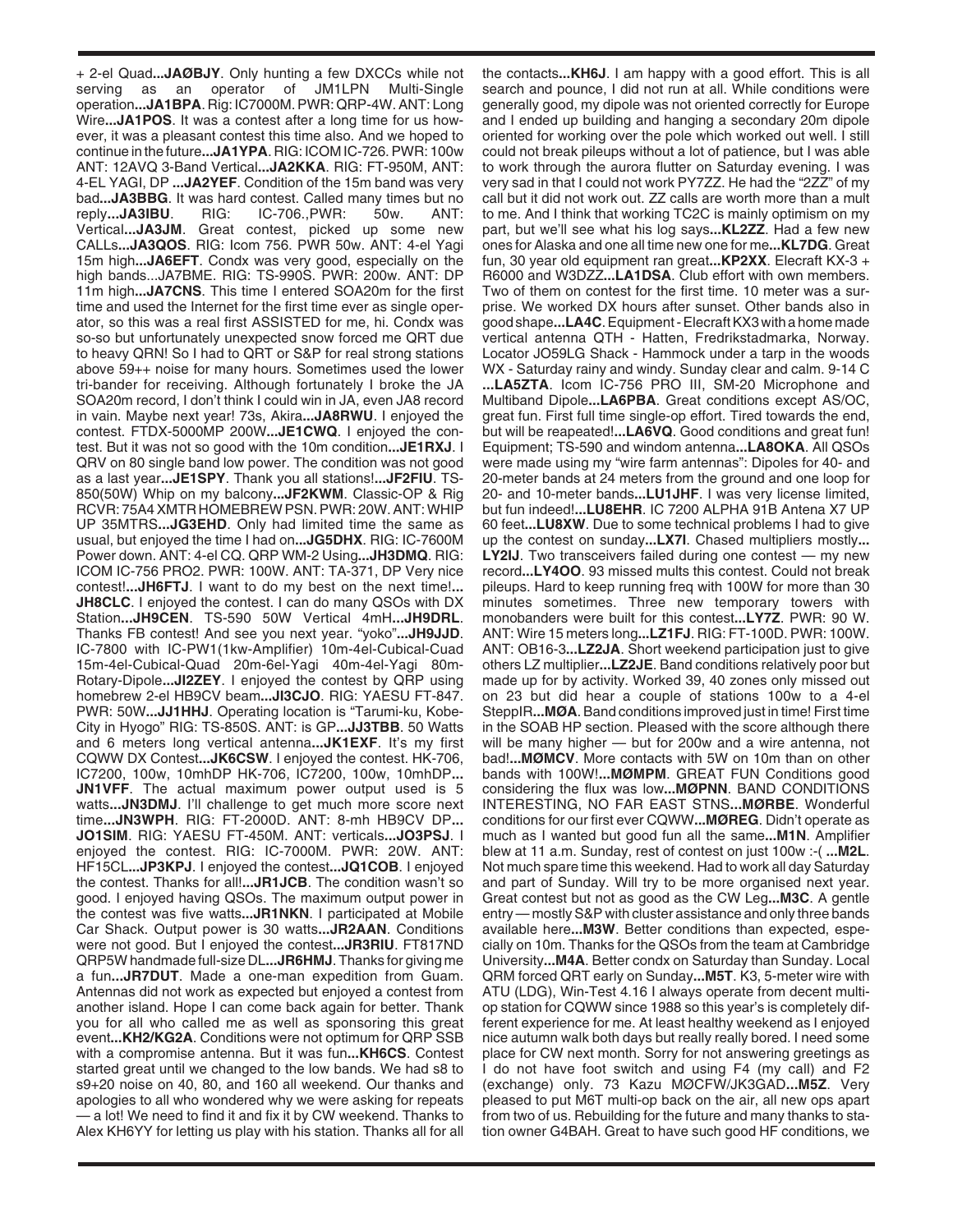+ 2-el Quad...**JAØBJY**. Only hunting a few DXCCs while not serving as an operator of JM1LPN Multi-Single operation...**JA1BPA**. Rig: IC7000M. PWR: QRP-4W. ANT: Long Wire...**JA1POS**. It was a contest after a long time for us however, it was a pleasant contest this time also. And we hoped to continue in the future...**JA1YPA**. RIG: ICOM IC-726. PWR: 100w ANT: 12AVQ 3-Band Vertical...**JA2KKA**. RIG: FT-950M, ANT: 4-EL YAGI, DP ...**JA2YEF**. Condition of the 15m band was very bad...**JA3BBG**. It was hard contest. Called many times but no reply...**JA3IBU**. RIG: IC-706.,PWR: 50w. ANT: Vertical...**JA3JM**. Great contest, picked up some new CALLs...**JA3QOS**. RIG: Icom 756. PWR 50w. ANT: 4-el Yagi 15m high...**JA6EFT**. Condx was very good, especially on the high bands...JA7BME. RIG: TS-990S. PWR: 200w. ANT: DP 11m high...**JA7CNS**. This time I entered SOA20m for the first time and used the Internet for the first time ever as single operator, so this was a real first ASSISTED for me, hi. Condx was so-so but unfortunately unexpected snow forced me QRT due to heavy QRN! So I had to QRT or S&P for real strong stations above 59++ noise for many hours. Sometimes used the lower tri-bander for receiving. Although fortunately I broke the JA SOA20m record, I don't think I could win in JA, even JA8 record in vain. Maybe next year! 73s, Akira...**JA8RWU**. I enjoyed the contest. FTDX-5000MP 200W...**JE1CWQ**. I enjoyed the contest. But it was not so good with the 10m condition...**JE1RXJ**. I QRV on 80 single band low power. The condition was not good as a last year...**JE1SPY**. Thank you all stations!...**JF2FIU**. TS-850(50W) Whip on my balcony...**JF2KWM**. Classic-OP & Rig RCVR: 75A4 XMTR HOMEBREW PSN. PWR: 20W. ANT: WHIP UP 35MTRS...**JG3EHD**. Only had limited time the same as usual, but enjoyed the time I had on...**JG5DHX**. RIG: IC-7600M Power down. ANT: 4-el CQ. QRP WM-2 Using...**JH3DMQ**. RIG: ICOM IC-756 PRO2. PWR: 100W. ANT: TA-371, DP Very nice contest!...**JH6FTJ**. I want to do my best on the next time!...**JH8CLC**. I enjoyed the contest. I can do many QSOs with DX Station...**JH9CEN**. TS-590 50W Vertical 4mH...**JH9DRL**. Thanks FB contest! And see you next year. "yoko"...**JH9JJD**. IC-7800 with IC-PW1(1kw-Amplifier) 10m-4el-Cubical-Cuad 15m-4el-Cubical-Quad 20m-6el-Yagi 40m-4el-Yagi 80m-Rotary-Dipole...**JI2ZEY**. I enjoyed the contest by QRP using homebrew 2-el HB9CV beam...**JI3CJO**. RIG: YAESU FT-847. PWR: 50W...**JJ1HHJ**. Operating location is "Tarumi-ku, Kobe-City in Hyogo" RIG: TS-850S. ANT: is GP...**JJ3TBB**. 50 Watts and 6 meters long vertical antenna...**JK1EXF**. It's my first CQWW DX Contest...**JK6CSW**. I enjoyed the contest. HK-706, IC7200, 100w, 10mhDP HK-706, IC7200, 100w, 10mhDP...**JN1VFF**. The actual maximum power output used is 5 watts...**JN3DMJ**. I'll challenge to get much more score next time...**JN3WPH**. RIG: FT-2000D. ANT: 8-mh HB9CV DP...**JO1SIM**. RIG: YAESU FT-450M. ANT: verticals...**JO3PSJ**. I enjoyed the contest. RIG: IC-7000M. PWR: 20W. ANT: HF15CL...**JP3KPJ**. I enjoyed the contest...**JQ1COB**. I enjoyed the contest. Thanks for all!...**JR1JCB**. The condition wasn't so good. I enjoyed having QSOs. The maximum output power in the contest was five watts...**JR1NKN**. I participated at Mobile Car Shack. Output power is 30 watts...**JR2AAN**. Conditions were not good. But I enjoyed the contest...**JR3RIU**. FT817ND QRP5W handmade full-size DL...**JR6HMJ**. Thanks for giving me a fun...**JR7DUT**. Made a one-man expedition from Guam. Antennas did not work as expected but enjoyed a contest from another island. Hope I can come back again for better. Thank you for all who called me as well as sponsoring this great event...**KH2/KG2A**. Conditions were not optimum for QRP SSB with a compromise antenna. But it was fun...**KH6CS**. Contest started great until we changed to the low bands. We had s8 to s9+20 noise on 40, 80, and 160 all weekend. Our thanks and apologies to all who wondered why we were asking for repeats — a lot! We need to find it and fix it by CW weekend. Thanks to Alex KH6YY for letting us play with his station. Thanks all for all the contacts...**KH6J**. I am happy with a good effort. This is all search and pounce, I did not run at all. While conditions were generally good, my dipole was not oriented correctly for Europe and I ended up building and hanging a secondary 20m dipole oriented for working over the pole which worked out well. I still could not break pileups without a lot of patience, but I was able to work through the aurora flutter on Saturday evening. I was very sad in that I could not work PY7ZZ. He had the "2ZZ" of my call but it did not work out. ZZ calls are worth more than a mult to me. And I think that working TC2C is mainly optimism on my part, but we'll see what his log says...**KL2ZZ**. Had a few new ones for Alaska and one all time new one for me...**KL7DG**. Great fun, 30 year old equipment ran great...**KP2XX**. Elecraft KX-3 + R6000 and W3DZZ...**LA1DSA**. Club effort with own members. Two of them on contest for the first time. 10 meter was a surprise. We worked DX hours after sunset. Other bands also in good shape...**LA4C**. Equipment - Elecraft KX3 with a home made vertical antenna QTH - Hatten, Fredrikstadmarka, Norway. Locator JO59LG Shack - Hammock under a tarp in the woods WX - Saturday rainy and windy. Sunday clear and calm. 9-14 C ...**LA5ZTA**. Icom IC-756 PRO III, SM-20 Microphone and Multiband Dipole...**LA6PBA**. Great conditions except AS/OC, great fun. First full time single-op effort. Tired towards the end, but will be reapeated!...**LA6VQ**. Good conditions and great fun! Equipment; TS-590 and windom antenna...**LA8OKA**. All QSOs were made using my "wire farm antennas": Dipoles for 40- and 20-meter bands at 24 meters from the ground and one loop for 20- and 10-meter bands...**LU1JHF**. I was very license limited, but fun indeed!...**LU8EHR**. IC 7200 ALPHA 91B Antena X7 UP 60 feet...**LU8XW**. Due to some technical problems I had to give up the contest on sunday...**LX7I**. Chased multipliers mostly...**LY2IJ**. Two transceivers failed during one contest — my new record...**LY4OO**. 93 missed mults this contest. Could not break pileups. Hard to keep running freq with 100W for more than 30 minutes sometimes. Three new temporary towers with monobanders were built for this contest...**LY7Z**. PWR: 90 W. ANT: Wire 15 meters long...**LZ1FJ**. RIG: FT-100D. PWR: 100W. ANT: OB16-3...**LZ2JA**. Short weekend participation just to give others LZ multiplier...**LZ2JE**. Band conditions relatively poor but made up for by activity. Worked 39, 40 zones only missed out on 23 but did hear a couple of stations 100w to a 4-el SteppIR...**MØA**. Band conditions improved just in time! First time in the SOAB HP section. Pleased with the score although there will be many higher — but for 200w and a wire antenna, not bad!...**MØMCV**. More contacts with 5W on 10m than on other bands with 100W!...**MØMPM**. GREAT FUN Conditions good considering the flux was low...**MØPNN**. BAND CONDITIONS INTERESTING, NO FAR EAST STNS...**MØRBE**. Wonderful conditions for our first ever CQWW...**MØREG**. Didn't operate as much as I wanted but good fun all the same...**M1N**. Amplifier blew at 11 a.m. Sunday, rest of contest on just 100w :-( ...**M2L**. Not much spare time this weekend. Had to work all day Saturday and part of Sunday. Will try to be more organised next year. Great contest but not as good as the CW Leg...**M3C**. A gentle entry — mostly S&P with cluster assistance and only three bands available here...**M3W**. Better conditions than expected, especially on 10m. Thanks for the QSOs from the team at Cambridge University...**M4A**. Better condx on Saturday than Sunday. Local QRM forced QRT early on Sunday...**M5T**. K3, 5-meter wire with ATU (LDG), Win-Test 4.16 I always operate from decent multi-op station for CQWW since 1988 so this year's is completely different experience for me. At least healthy weekend as I enjoyed nice autumn walk both days but really really bored. I need some place for CW next month. Sorry for not answering greetings as I do not have foot switch and using F4 (my call) and F2 (exchange) only. 73 Kazu MØCFW/JK3GAD...**M5Z**. Very pleased to put M6T multi-op back on the air, all new ops apart from two of us. Rebuilding for the future and many thanks to station owner G4BAH. Great to have such good HF conditions, we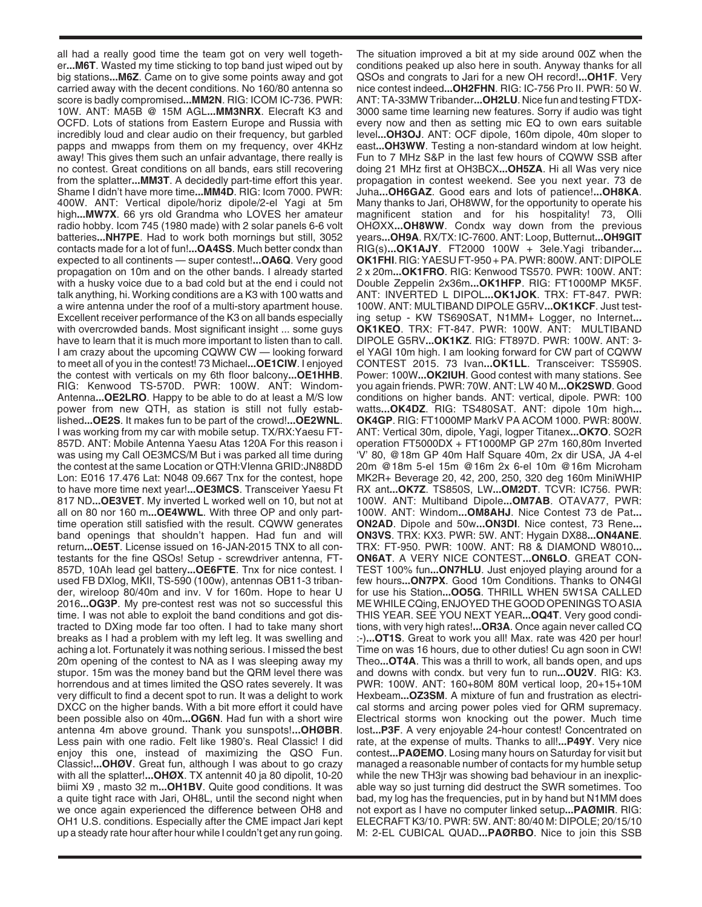all had a really good time the team got on very well together**...M6T**. Wasted my time sticking to top band just wiped out by big stations**...M6Z**. Came on to give some points away and got carried away with the decent conditions. No 160/80 antenna so score is badly compromised**...MM2N**. RIG: ICOM IC-736. PWR: 10W. ANT: MA5B @ 15M AGL**...MM3NRX**. Elecraft K3 and OCFD. Lots of stations from Eastern Europe and Russia with incredibly loud and clear audio on their frequency, but garbled papps and mwapps from them on my frequency, over 4KHz away! This gives them such an unfair advantage, there really is no contest. Great conditions on all bands, ears still recovering from the splatter**...MM3T**. A decidedly part-time effort this year. Shame I didn't have more time**...MM4D**. RIG: Icom 7000. PWR: 400W. ANT: Vertical dipole/horiz dipole/2-el Yagi at 5m high**...MW7X**. 66 yrs old Grandma who LOVES her amateur radio hobby. Icom 745 (1980 made) with 2 solar panels 6-6 volt batteries**...NH7PE**. Had to work both mornings but still, 3052 contacts made for a lot of fun!**...OA4SS**. Much better condx than expected to all continents — super contest!**...OA6Q**. Very good propagation on 10m and on the other bands. I already started with a husky voice due to a bad cold but at the end i could not talk anything, hi. Working conditions are a K3 with 100 watts and a wire antenna under the roof of a multi-story apartment house. Excellent receiver performance of the K3 on all bands especially with overcrowded bands. Most significant insight ... some guys have to learn that it is much more important to listen than to call. I am crazy about the upcoming CQWW CW — looking forward to meet all of you in the contest! 73 Michael**...OE1CIW**. I enjoyed the contest with verticals on my 6th floor balcony**...OE1HHB**. RIG: Kenwood TS-570D. PWR: 100W. ANT: Windom-Antenna**...OE2LRO**. Happy to be able to do at least a M/S low power from new QTH, as station is still not fully established**...OE2S**. It makes fun to be part of the crowd!**...OE2WNL**. I was working from my car with mobile setup. TX/RX:Yaesu FT-857D. ANT: Mobile Antenna Yaesu Atas 120A For this reason i was using my Call OE3MCS/M But i was parked all time during the contest at the same Location or QTH:VIenna GRID:JN88DD Lon: E016 17.476 Lat: N048 09.667 Tnx for the contest, hope to have more time next year!**...OE3MCS**. Transceiver Yaesu Ft 817 ND**...OE3VET**. My inverted L worked well on 10, but not at all on 80 nor 160 m**...OE4WWL**. With three OP and only part-time operation still satisfied with the result. CQWW generates band openings that shouldn't happen. Had fun and will return**...OE5T**. License issued on 16-JAN-2015 TNX to all contestants for the fine QSOs! Setup - screwdriver antenna, FT-857D, 10Ah lead gel battery**...OE6FTE**. Tnx for nice contest. I used FB DXlog, MKII, TS-590 (100w), antennas OB11-3 tribander, wireloop 80/40m and inv. V for 160m. Hope to hear U 2016**...OG3P**. My pre-contest rest was not so successful this time. I was not able to exploit the band conditions and got distracted to DXing mode far too often. I had to take many short breaks as I had a problem with my left leg. It was swelling and aching a lot. Fortunately it was nothing serious. I missed the best 20m opening of the contest to NA as I was sleeping away my stupor. 15m was the money band but the QRM level there was horrendous and at times limited the QSO rates severely. It was very difficult to find a decent spot to run. It was a delight to work DXCC on the higher bands. With a bit more effort it could have been possible also on 40m**...OG6N**. Had fun with a short wire antenna 4m above ground. Thank you sunspots!**...OHØBR**. Less pain with one radio. Felt like 1980's. Real Classic! I did enjoy this one, instead of maximizing the QSO Fun. Classic!**...OHØV**. Great fun, although I was about to go crazy with all the splatter!**...OHØX**. TX antennit 40 ja 80 dipolit, 10-20 biimi X9 , masto 32 m**...OH1BV**. Quite good conditions. It was a quite tight race with Jari, OH8L, until the second night when we once again experienced the difference between OH8 and OH1 U.S. conditions. Especially after the CME impact Jari kept up a steady rate hour after hour while I couldn't get any run going. The situation improved a bit at my side around 00Z when the conditions peaked up also here in south. Anyway thanks for all QSOs and congrats to Jari for a new OH record!**...OH1F**. Very nice contest indeed**...OH2FHN**. RIG: IC-756 Pro II. PWR: 50 W. ANT: TA-33MW Tribander**...OH2LU**. Nice fun and testing FTDX-3000 same time learning new features. Sorry if audio was tight every now and then as setting mic EQ to own ears suitable level**...OH3OJ**. ANT: OCF dipole, 160m dipole, 40m sloper to east**...OH3WW**. Testing a non-standard windom at low height. Fun to 7 MHz S&P in the last few hours of CQWW SSB after doing 21 MHz first at OH3BCX**...OH5ZA**. Hi all Was very nice propagation in contest weekend. See you next year. 73 de Juha**...OH6GAZ**. Good ears and lots of patience!**...OH8KA**. Many thanks to Jari, OH8WW, for the opportunity to operate his magnificent station and for his hospitality! 73, Olli OHØXX**...OH8WW**. Condx way down from the previous years**...OH9A**. RX/TX: IC-7600. ANT: Loop, Butternut**...OH9GIT** RIG(s)**...OK1AJY**. FT2000 100W + 3ele.Yagi tribander**... OK1FHI**. RIG: YAESU FT-950 + PA. PWR: 800W. ANT: DIPOLE 2 x 20m**...OK1FRO**. RIG: Kenwood TS570. PWR: 100W. ANT: Double Zeppelin 2x36m**...OK1HFP**. RIG: FT1000MP MK5F. ANT: INVERTED L DIPOL**...OK1JOK**. TRX: FT-847. PWR: 100W. ANT: MULTIBAND DIPOLE G5RV**...OK1KCF**. Just testing setup - KW TS690SAT, N1MM+ Logger, no Internet**... OK1KEO**. TRX: FT-847. PWR: 100W. ANT: MULTIBAND DIPOLE G5RV**...OK1KZ**. RIG: FT897D. PWR: 100W. ANT: 3-el YAGI 10m high. I am looking forward for CW part of CQWW CONTEST 2015. 73 Ivan**...OK1LL**. Transceiver: TS590S. Power: 100W**...OK2IUH**. Good contest with many stations. See you again friends. PWR: 70W. ANT: LW 40 M**...OK2SWD**. Good conditions on higher bands. ANT: vertical, dipole. PWR: 100 watts**...OK4DZ**. RIG: TS480SAT. ANT: dipole 10m high**... OK4GP**. RIG: FT1000MP MarkV PA ACOM 1000. PWR: 800W. ANT: Vertical 30m, dipole, Yagi, logper Titanex**...OK7O**. SO2R operation FT5000DX + FT1000MP GP 27m 160,80m Inverted 'V' 80, @18m GP 40m Half Square 40m, 2x dir USA, JA 4-el 20m @18m 5-el 15m @16m 2x 6-el 10m @16m Microham MK2R+ Beverage 20, 42, 200, 250, 320 deg 160m MiniWHIP RX ant**...OK7Z**. TS850S, LW**...OM2DT**. TCVR: IC756. PWR: 100W. ANT: Multiband Dipole**...OM7AB**. OTAVA77, PWR: 100W. ANT: Windom**...OM8AHJ**. Nice Contest 73 de Pat**... ON2AD**. Dipole and 50w**...ON3DI**. Nice contest, 73 Rene**... ON3VS**. TRX: KX3. PWR: 5W. ANT: Hygain DX88**...ON4ANE**. TRX: FT-950. PWR: 100W. ANT: R8 & DIAMOND W8010**... ON6AT**. A VERY NICE CONTEST**...ON6LO**. GREAT CONTEST 100% fun**...ON7HLU**. Just enjoyed playing around for a few hours**...ON7PX**. Good 10m Conditions. Thanks to ON4GI for use his Station**...OO5G**. THRILL WHEN 5W1SA CALLED ME WHILE CQing, ENJOYED THE GOOD OPENINGS TO ASIA THIS YEAR. SEE YOU NEXT YEAR**...OQ4T**. Very good conditions, with very high rates!**...OR3A**. Once again never called CQ :-)**...OT1S**. Great to work you all! Max. rate was 420 per hour! Time on was 16 hours, due to other duties! Cu agn soon in CW! Theo**...OT4A**. This was a thrill to work, all bands open, and ups and downs with condx. but very fun to run**...OU2V**. RIG: K3. PWR: 100W. ANT: 160+80M 80M vertical loop, 20+15+10M Hexbeam**...OZ3SM**. A mixture of fun and frustration as electrical storms and arcing power poles vied for QRM supremacy. Electrical storms won knocking out the power. Much time lost**...P3F**. A very enjoyable 24-hour contest! Concentrated on rate, at the expense of mults. Thanks to all!**...P49Y**. Very nice contest**...PAØEMO**. Losing many hours on Saturday for visit but managed a reasonable number of contacts for my humble setup while the new TH3jr was showing bad behaviour in an inexplicable way so just turning did destruct the SWR sometimes. Too bad, my log has the frequencies, put in by hand but N1MM does not export as I have no computer linked setup**...PAØMIR**. RIG: ELECRAFT K3/10. PWR: 5W. ANT: 80/40 M: DIPOLE; 20/15/10 M: 2-EL CUBICAL QUAD**...PAØRBO**. Nice to join this SSB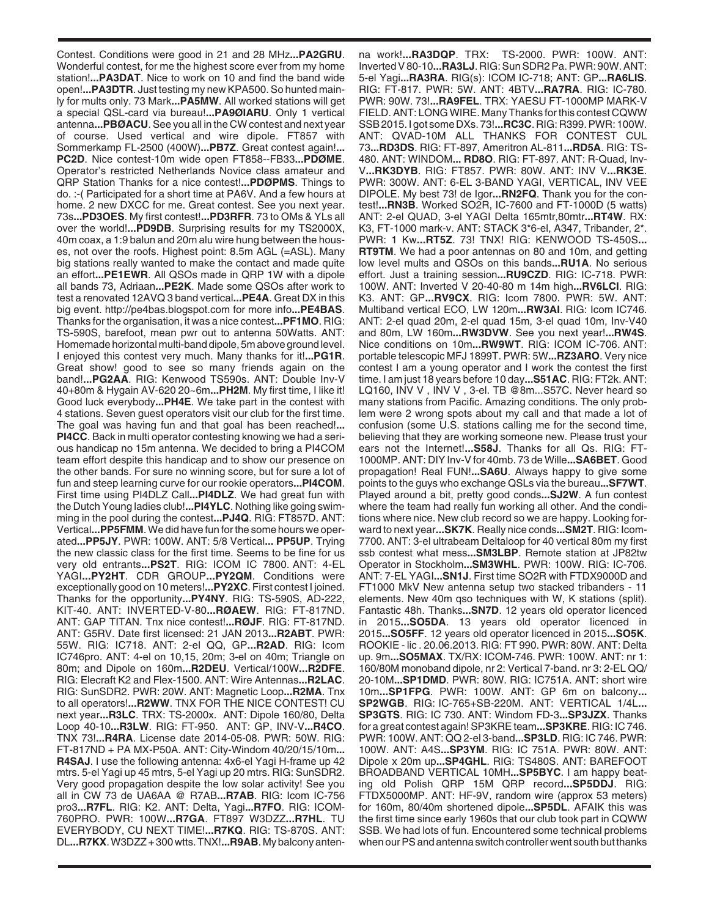Contest. Conditions were good in 21 and 28 MHz...**PA2GRU**. Wonderful contest, for me the highest score ever from my home station!...**PA3DAT**. Nice to work on 10 and find the band wide open!...**PA3DTR**. Just testing my new KPA500. So hunted mainly for mults only. 73 Mark...**PA5MW**. All worked stations will get a special QSL-card via bureau!...**PA9ØIARU**. Only 1 vertical antenna...**PBØACU**. See you all in the CW contest and next year of course. Used vertical and wire dipole. FT857 with Sommerkamp FL-2500 (400W)...**PB7Z**. Great contest again!...**PC2D**. Nice contest-10m wide open FT858--FB33...**PDØME**. Operator's restricted Netherlands Novice class amateur and QRP Station Thanks for a nice contest!...**PDØPMS**. Things to do. :-( Participated for a short time at PA6V. And a few hours at home. 2 new DXCC for me. Great contest. See you next year. 73s...**PD3OES**. My first contest!...**PD3RFR**. 73 to OMs & YLs all over the world!...**PD9DB**. Surprising results for my TS2000X, 40m coax, a 1:9 balun and 20m alu wire hung between the houses, not over the roofs. Highest point: 8.5m AGL (=ASL). Many big stations really wanted to make the contact and made quite an effort...**PE1EWR**. All QSOs made in QRP 1W with a dipole all bands 73, Adriaan...**PE2K**. Made some QSOs after work to test a renovated 12AVQ 3 band vertical...**PE4A**. Great DX in this big event. http://pe4bas.blogspot.com for more info...**PE4BAS**. Thanks for the organisation, it was a nice contest...**PF1MO**. RIG: TS-590S, barefoot, mean pwr out to antenna 50Watts. ANT: Homemade horizontal multi-band dipole, 5m above ground level. I enjoyed this contest very much. Many thanks for it!...**PG1R**. Great show! good to see so many friends again on the band!...**PG2AA**. RIG: Kenwood TS590s. ANT: Double Inv-V 40+80m & Hygain AV-620 20~6m...**PH2M**. My first time, I like it! Good luck everybody...**PH4E**. We take part in the contest with 4 stations. Seven guest operators visit our club for the first time. The goal was having fun and that goal has been reached!...**PI4CC**. Back in multi operator contesting knowing we had a serious handicap no 15m antenna. We decided to bring a PI4COM team effort despite this handicap and to show our presence on the other bands. For sure no winning score, but for sure a lot of fun and steep learning curve for our rookie operators...**PI4COM**. First time using PI4DLZ Call...**PI4DLZ**. We had great fun with the Dutch Young ladies club!...**PI4YLC**. Nothing like going swimming in the pool during the contest...**PJ4Q**. RIG: FT857D. ANT: Vertical...**PP5FMM**. We did have fun for the some hours we operated...**PP5JY**. PWR: 100W. ANT: 5/8 Vertical... **PP5UP**. Trying the new classic class for the first time. Seems to be fine for us very old entrants...**PS2T**. RIG: ICOM IC 7800. ANT: 4-EL YAGI...**PY2HT**. CDR GROUP...**PY2QM**. Conditions were exceptionally good on 10 meters!...**PY2XC**. First contest I joined. Thanks for the opportunity...**PY4NY**. RIG: TS-590S, AD-222, KIT-40. ANT: INVERTED-V-80...**RØAEW**. RIG: FT-817ND. ANT: GAP TITAN. Tnx nice contest!...**RØJF**. RIG: FT-817ND. ANT: G5RV. Date first licensed: 21 JAN 2013...**R2ABT**. PWR: 55W. RIG: IC718. ANT: 2-el QQ, GP...**R2AD**. RIG: Icom IC746pro. ANT: 4-el on 10,15, 20m; 3-el on 40m; Triangle on 80m; and Dipole on 160m...**R2DEU**. Vertical/100W...**R2DFE**. RIG: Elecraft K2 and Flex-1500. ANT: Wire Antennas...**R2LAC**. RIG: SunSDR2. PWR: 20W. ANT: Magnetic Loop...**R2MA**. Tnx to all operators!...**R2WW**. TNX FOR THE NICE CONTEST! CU next year...**R3LC**. TRX: TS-2000x. ANT: Dipole 160/80, Delta Loop 40-10...**R3LW**. RIG: FT-950. ANT: GP, INV-V...**R4CO**. TNX 73!...**R4RA**. License date 2014-05-08. PWR: 50W. RIG: FT-817ND + PA MX-P50A. ANT: City-Windom 40/20/15/10m...**R4SAJ**. I use the following antenna: 4x6-el Yagi H-frame up 42 mtrs. 5-el Yagi up 45 mtrs, 5-el Yagi up 20 mtrs. RIG: SunSDR2. Very good propagation despite the low solar activity! See you all in CW 73 de UA6AA @ R7AB...**R7AB**. RIG: Icom IC-756 pro3...**R7FL**. RIG: K2. ANT: Delta, Yagi...**R7FO**. RIG: ICOM-760PRO. PWR: 100W...**R7GA**. FT897 W3DZZ...**R7HL**. TU EVERYBODY, CU NEXT TIME!...**R7KQ**. RIG: TS-870S. ANT: DL...**R7KX**. W3DZZ + 300 wtts. TNX!...**R9AB**. My balcony antenna work!...**RA3DQP**. TRX: TS-2000. PWR: 100W. ANT: Inverted V 80-10...**RA3LJ**. RIG: Sun SDR2 Pa. PWR: 90W. ANT: 5-el Yagi...**RA3RA**. RIG(s): ICOM IC-718; ANT: GP...**RA6LIS**. RIG: FT-817. PWR: 5W. ANT: 4BTV...**RA7RA**. RIG: IC-780. PWR: 90W. 73!...**RA9FEL**. TRX: YAESU FT-1000MP MARK-V FIELD. ANT: LONG WIRE. Many Thanks for this contest CQWW SSB 2015. I got some DXs. 73!...**RC3C**. RIG: R399. PWR: 100W. ANT: QVAD-10M ALL THANKS FOR CONTEST CUL 73...**RD3DS**. RIG: FT-897, Ameritron AL-811...**RD5A**. RIG: TS-480. ANT: WINDOM... **RD8O**. RIG: FT-897. ANT: R-Quad, Inv-V...**RK3DYB**. RIG: FT857. PWR: 80W. ANT: INV V...**RK3E**. PWR: 300W. ANT: 6-EL 3-BAND YAGI, VERTICAL, INV VEE DIPOLE. My best 73! de Igor...**RN2FQ**. Thank you for the contest!...**RN3B**. Worked SO2R, IC-7600 and FT-1000D (5 watts) ANT: 2-el QUAD, 3-el YAGI Delta 165mtr,80mtr...**RT4W**. RX: K3, FT-1000 mark-v. ANT: STACK 3*6-el, A347, Tribander, 2*. PWR: 1 Kw...**RT5Z**. 73! TNX! RIG: KENWOOD TS-450S... **RT9TM**. We had a poor antennas on 80 and 10m, and getting low level mults and QSOs on this bands...**RU1A**. No serious effort. Just a training session...**RU9CZD**. RIG: IC-718. PWR: 100W. ANT: Inverted V 20-40-80 m 14m high...**RV6LCI**. RIG: K3. ANT: GP...**RV9CX**. RIG: Icom 7800. PWR: 5W. ANT: Multiband vertical ECO, LW 120m...**RW3AI**. RIG: Icom IC746. ANT: 2-el quad 20m, 2-el quad 15m, 3-el quad 10m, Inv-V40 and 80m, LW 160m...**RW3DVW**. See you next year!...**RW4S**. Nice conditions on 10m...**RW9WT**. RIG: ICOM IC-706. ANT: portable telescopic MFJ 1899T. PWR: 5W...**RZ3ARO**. Very nice contest I am a young operator and I work the contest the first time. I am just 18 years before 10 day...**S51AC**. RIG: FT2k. ANT: LQ160, INV V , INV V , 3-el. TB @8m...S57C. Never heard so many stations from Pacific. Amazing conditions. The only problem were 2 wrong spots about my call and that made a lot of confusion (some U.S. stations calling me for the second time, believing that they are working someone new. Please trust your ears not the Internet!...**S58J**. Thanks for all Qs. RIG: FT-1000MP. ANT: DIY Inv-V for 40mb. 73 de Wille...**SA6BET**. Good propagation! Real FUN!...**SA6U**. Always happy to give some points to the guys who exchange QSLs via the bureau...**SF7WT**. Played around a bit, pretty good conds...**SJ2W**. A fun contest where the team had really fun working all other. And the conditions where nice. New club record so we are happy. Looking forward to next year...**SK7K**. Really nice conds...**SM2T**. RIG: Icom-7700. ANT: 3-el ultrabeam Deltaloop for 40 vertical 80m my first ssb contest what mess...**SM3LBP**. Remote station at JP82tw Operator in Stockholm...**SM3WHL**. PWR: 100W. RIG: IC-706. ANT: 7-EL YAGI...**SN1J**. First time SO2R with FTDX9000D and FT1000 MkV New antenna setup two stacked tribanders - 11 elements. New 40m qso techniques with W, K stations (split). Fantastic 48h. Thanks...**SN7D**. 12 years old operator licenced in 2015...**SO5DA**. 13 years old operator licenced in 2015...**SO5FF**. 12 years old operator licenced in 2015...**SO5K**. ROOKIE - lic . 20.06.2013. RIG: FT 990. PWR: 80W. ANT: Delta up. 9m...**SO5MAX**. TX/RX: ICOM-746. PWR: 100W. ANT: nr 1: 160/80M monoband dipole, nr 2: Vertical 7-band. nr 3: 2-EL QQ/ 20-10M...**SP1DMD**. PWR: 80W. RIG: IC751A. ANT: short wire 10m...**SP1FPG**. PWR: 100W. ANT: GP 6m on balcony... **SP2WGB**. RIG: IC-765+SB-220M. ANT: VERTICAL 1/4L... **SP3GTS**. RIG: IC 730. ANT: Windom FD-3...**SP3JZX**. Thanks for a great contest again! SP3KRE team...**SP3KRE**. RIG: IC 746. PWR: 100W. ANT: QQ 2-el 3-band...**SP3LD**. RIG: IC 746. PWR: 100W. ANT: A4S...**SP3YM**. RIG: IC 751A. PWR: 80W. ANT: Dipole x 20m up...**SP4GHL**. RIG: TS480S. ANT: BAREFOOT BROADBAND VERTICAL 10MH...**SP5BYC**. I am happy beating old Polish QRP 15M QRP record...**SP5DDJ**. RIG: FTDX5000MP. ANT: HF-9V, random wire (approx 53 meters) for 160m, 80/40m shortened dipole...**SP5DL**. AFAIK this was the first time since early 1960s that our club took part in CQWW SSB. We had lots of fun. Encountered some technical problems when our PS and antenna switch controller went south but thanks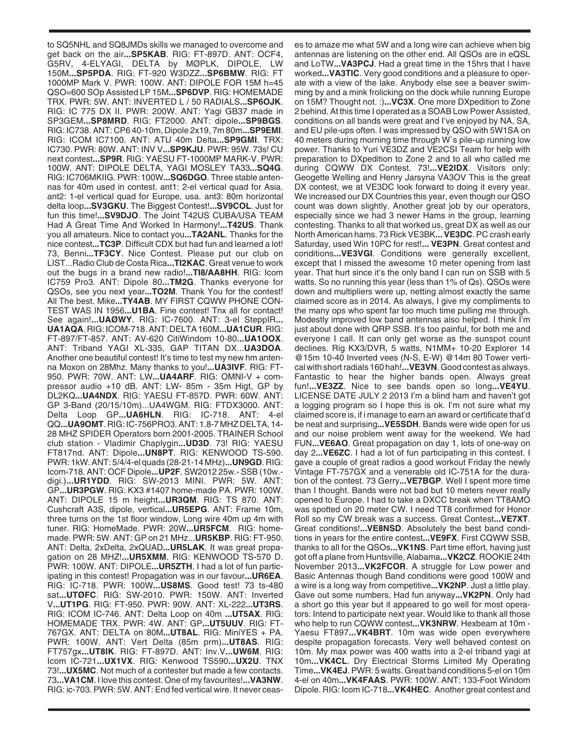to SQ5NHL and SQ8JMDs skills we managed to overcome and get back on the air**...SP5KAB**. RIG: FT-897D. ANT: OCF4, G5RV, 4-ELYAGI, DELTA by MØPLK, DIPOLE, LW 150M**...SP5PDA**. RIG: FT-920 W3DZZ**...SP6BMW**. RIG: FT 1000MP Mark V. PWR: 100W. ANT: DIPOLE FOR 15M h=45 QSO=600 SOp Assisted LP 15M**...SP6DVP**. RIG: HOMEMADE TRX. PWR: 5W. ANT: INVERTED L / 50 RADIALS**...SP6OJK**. RIG: IC 775 DX II. PWR: 200W. ANT: Yagi GB37 made in SP3GEM**...SP8MRD**. RIG: FT2000. ANT: dipole**...SP9BGS**. RIG: IC738. ANT: CP6 40-10m, Dipole 2x19, 7m 80m**...SP9EMI**. RIG: ICOM IC7100. ANT: ATU 40m Delta**...SP9GMI**. TRX: IC730. PWR: 80W. ANT: INV V**...SP9KJU**. PWR: 95W. 73s! CU next contest**...SP9R**. RIG: YAESU FT-1000MP MARK-V. PWR: 100W. ANT: DIPOLE DELTA, YAGI MOSLEY TA33**...SQ4G**. RIG: IC706MKIIG. PWR: 100W**...SQ6DGO**. Three stable antennas for 40m used in contest. ant1: 2-el vertical quad for Asia. ant2: 1-el vertical quad for Europe, usa. ant3: 80m horizontal delta loop**...SV3GKU**. The Biggest Contest!**...SV9COL**. Just for fun this time!**...SV9DJO**. The Joint T42US CUBA/USA TEAM Had A Great Time And Worked In Harmony!**...T42US**. Thank you all amateurs. Nice to contact you**...TA2ANL**. Thanks for the nice contest**...TC3P**. Difficult CDX but had fun and learned a lot! 73, Benni**...TF3CY**. Nice Contest. Please put our club on LIST...Radio Club de Costa Rica**...TI2KAC**. Great venue to work out the bugs in a brand new radio!**...TI8/AA8HH**. RIG: Icom IC759 Pro3. ANT: Dipole 80**...TM2G**. Thanks everyone for QSOs, see you next year**...TO2M**. Thank You for the contest! All The best. Mike**...TY4AB**. MY FIRST CQWW PHONE CONTEST WAS IN 1956**...U1BA**. Fine contest! Tnx all for contact! See again!**...UAØWY**. RIG: IC-7600. ANT: 3-el SteppIR**... UA1AQA**. RIG: ICOM-718. ANT: DELTA 160M**...UA1CUR**. RIG: FT-897/FT-857. ANT: AV-620 CitiWindom 10-80**...UA1OOX**. ANT: Triband YAGI XL-335, GAP TITAN DX...**UA3DOA**. Another one beautiful contest! It's time to test my new hm antenna Moxon on 28Mhz. Many thanks to you!**...UA3IVF**. RIG: FT-950. PWR: 70W. ANT: LW**...UA4ARF**. RIG: OMNI-V + compressor audio +10 dB. ANT: LW- 85m - 35m Higt, GP by DL2KQ**...UA4NDX**. RIG: YAESU FT-857D. PWR: 60W. ANT: GP 3-Band (20/15/10m)...UA4WGM. RIG: FTDX3000. ANT: Delta Loop GP**...UA6HLN**. RIG: IC-718. ANT: 4-el QQ**...UA9OMT**. RIG: IC-756PRO3. ANT: 1.8-7 MHZ DELTA, 14-28 MHZ SPIDER Operators born 2001-2005. TRAINER School club station - Vladimir Chaplygin**...UD3D**. 73! RIG: YAESU FT817nd. ANT: Dipole**...UN8PT**. RIG: KENWOOD TS-590. PWR: 1kW. ANT: 5/4/4-el quads (28-21-14 MHz)**...UN9GD**. RIG: Icom-718. ANT: OCF Dipole**...UP2F**. SW2012 25w.- SSB (10w.- digi.)**...UR1YDD**. RIG: SW-2013 MINI. PWR: 5W. ANT: GP**...UR3PGW**. RIG: KX3 #1407 home-made PA. PWR: 100W. ANT: DIPOLE 15 m height**...UR3QM**. RIG: TS 870. ANT: Cushcraft A3S, dipole, vertical**...UR5EPG**. ANT: Frame 10m, three turns on the 1st floor window, Long wire 40m up 4m with tuner. RIG: HomeMade. PWR: 20W**...UR5FCM**. RIG: homemade. PWR: 5W. ANT: GP on 21 MHz...**UR5KBP**. RIG: FT-950. ANT: Delta, 2xDelta, 2xQUAD**...UR5LAK**. It was great propagation on 28 MHZ!**...UR5XMM**. RIG: KENWOOD TS-570 D. PWR: 100W. ANT: DIPOLE**...UR5ZTH**. I had a lot of fun participating in this contest! Propagation was in our favour**...UR6EA**. RIG: IC-718. PWR: 100W**...US8MS**. Good test! 73 ts-480 sat**...UTØFC**. RIG: SW-2010. PWR: 150W. ANT: Inverted V**...UT1PG**. RIG: FT-950. PWR: 90W. ANT: XL-222**...UT3RS**. RIG: ICOM IC-746. ANT: Delta Loop on 40m **...UT5AX**. RIG: HOMEMADE TRX. PWR: 4W. ANT: GP**...UT5UUV**. RIG: FT-767GX. ANT: DELTA on 80M**...UT8AL**. RIG: MiniYES + PA. PWR: 100W. ANT: Vert Delta (85m prm)**...UT8AS**. RIG: FT757gx**...UT8IK**. RIG: FT-897D. ANT: Inv.V**...UW6M**. RIG: Icom IC-721**...UX1VX**. RIG: Kenwood TS590**...UX2U**. TNX 73!**...UX5MC**. Not much of a contester but made a few contacts. 73**...VA1CM**. I love this contest. One of my favourites!**...VA3NW**. RIG: ic-703. PWR: 5W. ANT: End fed vertical wire. It never ceases to amaze me what 5W and a long wire can achieve when big antennas are listening on the other end. All QSOs are in eQSL and LoTW**...VA3PCJ**. Had a great time in the 15hrs that I have worked**...VA3TIC**. Very good conditions and a pleasure to operate with a view of the lake. Anybody else see a beaver swimming by and a mink frolicking on the dock while running Europe on 15M? Thought not. :)**...VC3X**. One more DXpedition to Zone 2 behind. At this time I operated as a SOAB Low Power Assisted, conditions on all bands were great and I've enjoyed by NA, SA, and EU pile-ups often. I was impressed by QSO with 5W1SA on 40 meters during morning time through W`s pile-up running low power. Thanks to Yuri VE3DZ and VE2CSI Team for help with preparation to DXpedition to Zone 2 and to all who called me during CQWW DX Contest. 73!**...VE2IDX**. Visitors only: Geogette Welling and Henry Jarsyna VA3OV This is the great DX contest, we at VE3DC look forward to doing it every year. We increased our DX Countries this year, even though our QSO count was down slightly. Another great job by our operators, especially since we had 3 newer Hams in the group, learning contesting. Thanks to all that worked us, great DX as well as our North American hams. 73 Rick VE3BK**... VE3DC**. PC crash early Saturday, used Win 10PC for rest!**... VE3PN**. Great contest and conditions**...VE3VGI**. Conditions were generally excellent, except that I missed the awesome 10 meter opening from last year. That hurt since it's the only band I can run on SSB with 5 watts. So no running this year (less than 1% of Qs). QSOs were down and multipliers were up, netting almost exactly the same claimed score as in 2014. As always, I give my compliments to the many ops who spent far too much time pulling me through. Modestly improved low band antennas also helped. I think I'm just about done with QRP SSB. It's too painful, for both me and everyone I call. It can only get worse as the sunspot count declines. Rig KX3/DVR, 5 watts, N1MM+ 10-20 Explorer 14 @15m 10-40 Inverted vees (N-S, E-W) @14m 80 Tower vertical with short radials 160 hah!**...VE3VN**. Good contest as always. Fantastic to hear the higher bands open. Always great fun!**...VE3ZZ**. Nice to see bands open so long**...VE4YU**. LICENSE DATE JULY 2 2013 I'm a blind ham and haven't got a logging program so I hope this is ok. I'm not sure what my claimed score is, if i manage to earn an award or certificate that'd be neat and surprising**...VE5SDH**. Bands were wide open for us and our noise problem went away for the weekend. We had FUN**...VE6AO**. Great propagation on day 1, lots of one-way on day 2**...VE6ZC**. I had a lot of fun participating in this contest. I gave a couple of great radios a good workout Friday the newly Vintage FT-757GX and a venerable old IC-751A for the duration of the contest. 73 Gerry**...VE7BGP**. Well I spent more time than I thought. Bands were not bad but 10 meters never really opened to Europe. I had to take a DXCC break when TT8AMO was spotted on 20 meter CW. I need TT8 confirmed for Honor Roll so my CW break was a success. Great Contest**...VE7XT**. Great conditions!**...VE8NSD**. Absolutely the best band conditions in years for the entire contest**...VE9FX**. First CQWW SSB, thanks to all for the QSOs**...VK1NS**. Part time effort, having just got off a plane from Huntsville, Alabama**...VK2CZ**. ROOKIE 24th November 2013**...VK2FCOR**. A struggle for Low power and Basic Antennas though Band conditions were good 100W and a wire is a long way from competitive**...VK2NP**. Just a little play. Gave out some numbers. Had fun anyway**...VK2PN**. Only had a short go this year but it appeared to go well for most operators. Intend to participate next year. Would like to thank all those who help to run CQWW contest**...VK3NRW**. Hexbeam at 10m - Yaesu FT897**...VK4BRT**. 10m was wide open everywhere despite propagation forecasts. Very well behaved contest on 10m. My max power was 400 watts into a 2-el triband yagi at 10m**...VK4CL**. Dry Electrical Storms Limited My Operating Time**...VK4EJ**. PWR: 5 watts. Great band conditions 5-el on 10m 4-el on 40m**...VK4FAAS**. PWR: 100W. ANT: 133-Foot Windom Dipole. RIG: Icom IC-718**...VK4HEC**. Another great contest and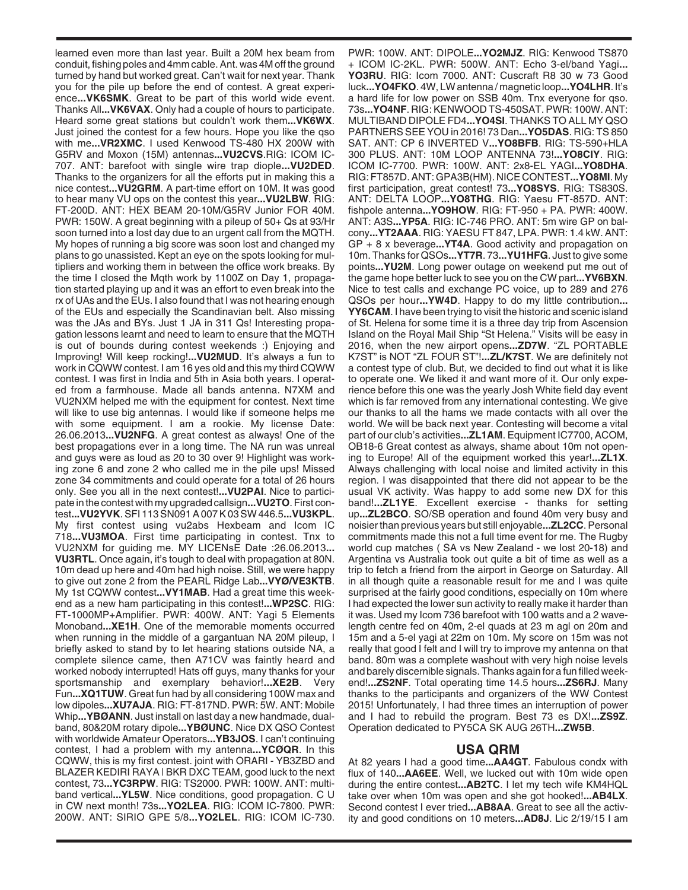learned even more than last year. Built a 20M hex beam from conduit, fishing poles and 4mm cable. Ant. was 4M off the ground turned by hand but worked great. Can't wait for next year. Thank you for the pile up before the end of contest. A great experience...**VK6SMK**. Great to be part of this world wide event. Thanks All...**VK6VAX**. Only had a couple of hours to participate. Heard some great stations but couldn't work them...**VK6WX**. Just joined the contest for a few hours. Hope you like the qso with me...**VR2XMC**. I used Kenwood TS-480 HX 200W with G5RV and Moxon (15M) antennas...**VU2CVS**.RIG: ICOM IC-707. ANT: barefoot with single wire trap diople...**VU2DED**. Thanks to the organizers for all the efforts put in making this a nice contest...**VU2GRM**. A part-time effort on 10M. It was good to hear many VU ops on the contest this year...**VU2LBW**. RIG: FT-200D. ANT: HEX BEAM 20-10M/G5RV Junior FOR 40M. PWR: 150W. A great beginning with a pileup of 50+ Qs at 93/Hr soon turned into a lost day due to an urgent call from the MQTH. My hopes of running a big score was soon lost and changed my plans to go unassisted. Kept an eye on the spots looking for multipliers and working them in between the office work breaks. By the time I closed the Mqth work by 1100Z on Day 1, propagation started playing up and it was an effort to even break into the rx of UAs and the EUs. I also found that I was not hearing enough of the EUs and especially the Scandinavian belt. Also missing was the JAs and BYs. Just 1 JA in 311 Qs! Interesting propagation lessons learnt and need to learn to ensure that the MQTH is out of bounds during contest weekends :) Enjoying and Improving! Will keep rocking!...**VU2MUD**. It's always a fun to work in CQWW contest. I am 16 yes old and this my third CQWW contest. I was first in India and 5th in Asia both years. I operated from a farmhouse. Made all bands antenna. N7XM and VU2NXM helped me with the equipment for contest. Next time will like to use big antennas. I would like if someone helps me with some equipment. I am a rookie. My license Date: 26.06.2013...**VU2NFG**. A great contest as always! One of the best propagations ever in a long time. The NA run was unreal and guys were as loud as 20 to 30 over 9! Highlight was working zone 6 and zone 2 who called me in the pile ups! Missed zone 34 commitments and could operate for a total of 26 hours only. See you all in the next contest!...**VU2PAI**. Nice to participate in the contest with my upgraded callsign...**VU2TO**. First contest...**VU2YVK**. SFI 113 SN091 A 007 K 03 SW 446.5...**VU3KPL**. My first contest using vu2abs Hexbeam and Icom IC 718...**VU3MOA**. First time participating in contest. Tnx to VU2NXM for guiding me. MY LICENsE Date :26.06.2013...**VU3RTL**. Once again, it's tough to deal with propagation at 80N. 10m dead up here and 40m had high noise. Still, we were happy to give out zone 2 from the PEARL Ridge Lab...**VYØ/VE3KTB**. My 1st CQWW contest...**VY1MAB**. Had a great time this weekend as a new ham participating in this contest!...**WP2SC**. RIG: FT-1000MP+Amplifier. PWR: 400W. ANT: Yagi 5 Elements Monoband...**XE1H**. One of the memorable moments occurred when running in the middle of a gargantuan NA 20M pileup, I briefly asked to stand by to let hearing stations outside NA, a complete silence came, then A71CV was faintly heard and worked nobody interrupted! Hats off guys, many thanks for your sportsmanship and exemplary behavior!...**XE2B**. Very Fun...**XQ1TUW**. Great fun had by all considering 100W max and low dipoles...**XU7AJA**. RIG: FT-817ND. PWR: 5W. ANT: Mobile Whip...**YBØANN**. Just install on last day a new handmade, dualband, 80&20M rotary dipole...**YBØUNC**. Nice DX QSO Contest with worldwide Amateur Operators...**YB3JOS**. I can't continuing contest, I had a problem with my antenna...**YCØQR**. In this CQWW, this is my first contest. joint with ORARI - YB3ZBD and BLAZER KEDIRI RAYA | BKR DXC TEAM, good luck to the next contest, 73...**YC3RPW**. RIG: TS2000. PWR: 100W. ANT: multiband vertical...**YL5W**. Nice conditions, good propagation. C U in CW next month! 73s...**YO2LEA**. RIG: ICOM IC-7800. PWR: 200W. ANT: SIRIO GPE 5/8...**YO2LEL**. RIG: ICOM IC-730. PWR: 100W. ANT: DIPOLE...**YO2MJZ**. RIG: Kenwood TS870 + ICOM IC-2KL. PWR: 500W. ANT: Echo 3-el/band Yagi...**YO3RU**. RIG: Icom 7000. ANT: Cuscraft R8 30 w 73 Good luck...**YO4FKO**. 4W, LW antenna / magnetic loop...**YO4LHR**. It's a hard life for low power on SSB 40m. Tnx everyone for qso. 73s...**YO4NF**. RIG: KENWOOD TS-450SAT. PWR: 100W. ANT: MULTIBAND DIPOLE FD4...**YO4SI**. THANKS TO ALL MY QSO PARTNERS SEE YOU in 2016! 73 Dan...**YO5DAS**. RIG: TS 850 SAT. ANT: CP 6 INVERTED V...**YO8BFB**. RIG: TS-590+HLA 300 PLUS. ANT: 10M LOOP ANTENNA 73!...**YO8CIY**. RIG: ICOM IC-7700. PWR: 100W. ANT: 2x8-EL YAGI...**YO8DHA**. RIG: FT857D. ANT: GPA3B(HM). NICE CONTEST...**YO8MI**. My first participation, great contest! 73...**YO8SYS**. RIG: TS830S. ANT: DELTA LOOP...**YO8THG**. RIG: Yaesu FT-857D. ANT: fishpole antenna...**YO9HOW**. RIG: FT-950 + PA. PWR: 400W. ANT: A3S...**YP5A**. RIG: IC-746 PRO. ANT: 5m wire GP on balcony...**YT2AAA**. RIG: YAESU FT 847, LPA. PWR: 1.4 kW. ANT: GP + 8 x beverage...**YT4A**. Good activity and propagation on 10m. Thanks for QSOs...**YT7R**. 73...**YU1HFG**. Just to give some points...**YU2M**. Long power outage on weekend put me out of the game hope better luck to see you on the CW part...**YV6BXN**. Nice to test calls and exchange PC voice, up to 289 and 276 QSOs per hour...**YW4D**. Happy to do my little contribution... **YY6CAM**. I have been trying to visit the historic and scenic island of St. Helena for some time it is a three day trip from Ascension Island on the Royal Mail Ship "St Helena." Visits will be easy in 2016, when the new airport opens...**ZD7W**. "ZL PORTABLE K7ST" is NOT "ZL FOUR ST"!...**ZL/K7ST**. We are definitely not a contest type of club. But, we decided to find out what it is like to operate one. We liked it and want more of it. Our only experience before this one was the yearly Josh White field day event which is far removed from any international contesting. We give our thanks to all the hams we made contacts with all over the world. We will be back next year. Contesting will become a vital part of our club's activities...**ZL1AM**. Equipment IC7700, ACOM, OB18-6 Great contest as always, shame about 10m not opening to Europe! All of the equipment worked this year!...**ZL1X**. Always challenging with local noise and limited activity in this region. I was disappointed that there did not appear to be the usual VK activity. Was happy to add some new DX for this band!...**ZL1YE**. Excellent exercise - thanks for setting up...**ZL2BCO**. SO/SB operation and found 40m very busy and noisier than previous years but still enjoyable...**ZL2CC**. Personal commitments made this not a full time event for me. The Rugby world cup matches ( SA vs New Zealand - we lost 20-18) and Argentina vs Australia took out quite a bit of time as well as a trip to fetch a friend from the airport in George on Saturday. All in all though quite a reasonable result for me and I was quite surprised at the fairly good conditions, especially on 10m where I had expected the lower sun activity to really make it harder than it was. Used my Icom 736 barefoot with 100 watts and a 2 wavelength centre fed on 40m, 2-el quads at 23 m agl on 20m and 15m and a 5-el yagi at 22m on 10m. My score on 15m was not really that good I felt and I will try to improve my antenna on that band. 80m was a complete washout with very high noise levels and barely discernible signals. Thanks again for a fun filled weekend!...**ZS2NF**. Total operating time 14.5 hours...**ZS6RJ**. Many thanks to the participants and organizers of the WW Contest 2015! Unfortunately, I had three times an interruption of power and I had to rebuild the program. Best 73 es DX!...**ZS9Z**. Operation dedicated to PY5CA SK AUG 26TH...**ZW5B**.

## USA QRM

At 82 years I had a good time...**AA4GT**. Fabulous condx with flux of 140...**AA6EE**. Well, we lucked out with 10m wide open during the entire contest...**AB2TC**. I let my tech wife KM4HQL take over when 10m was open and she got hooked!...**AB4LX**. Second contest I ever tried...**AB8AA**. Great to see all the activity and good conditions on 10 meters...**AD8J**. Lic 2/19/15 I am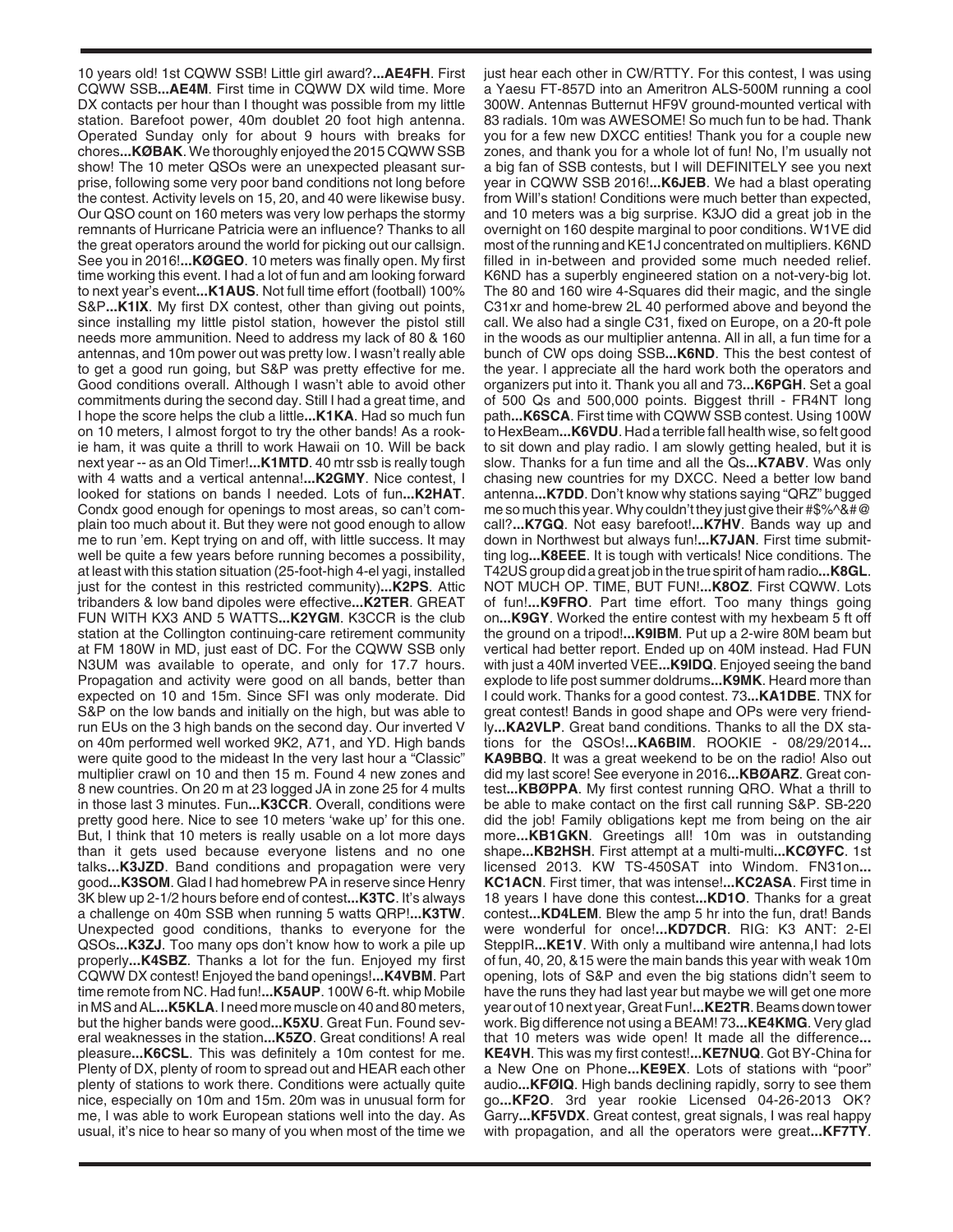10 years old! 1st CQWW SSB! Little girl award?...**AE4FH**. First CQWW SSB...**AE4M**. First time in CQWW DX wild time. More DX contacts per hour than I thought was possible from my little station. Barefoot power, 40m doublet 20 foot high antenna. Operated Sunday only for about 9 hours with breaks for chores...**KØBAK**. We thoroughly enjoyed the 2015 CQWW SSB show! The 10 meter QSOs were an unexpected pleasant surprise, following some very poor band conditions not long before the contest. Activity levels on 15, 20, and 40 were likewise busy. Our QSO count on 160 meters was very low perhaps the stormy remnants of Hurricane Patricia were an influence? Thanks to all the great operators around the world for picking out our callsign. See you in 2016!...**KØGEO**. 10 meters was finally open. My first time working this event. I had a lot of fun and am looking forward to next year's event...**K1AUS**. Not full time effort (football) 100% S&P...**K1IX**. My first DX contest, other than giving out points, since installing my little pistol station, however the pistol still needs more ammunition. Need to address my lack of 80 & 160 antennas, and 10m power out was pretty low. I wasn't really able to get a good run going, but S&P was pretty effective for me. Good conditions overall. Although I wasn't able to avoid other commitments during the second day. Still I had a great time, and I hope the score helps the club a little...**K1KA**. Had so much fun on 10 meters, I almost forgot to try the other bands! As a rookie ham, it was quite a thrill to work Hawaii on 10. Will be back next year -- as an Old Timer!...**K1MTD**. 40 mtr ssb is really tough with 4 watts and a vertical antenna!...**K2GMY**. Nice contest, I looked for stations on bands I needed. Lots of fun...**K2HAT**. Condx good enough for openings to most areas, so can't complain too much about it. But they were not good enough to allow me to run 'em. Kept trying on and off, with little success. It may well be quite a few years before running becomes a possibility, at least with this station situation (25-foot-high 4-el yagi, installed just for the contest in this restricted community)...**K2PS**. Attic tribanders & low band dipoles were effective...**K2TER**. GREAT FUN WITH KX3 AND 5 WATTS...**K2YGM**. K3CCR is the club station at the Collington continuing-care retirement community at FM 180W in MD, just east of DC. For the CQWW SSB only N3UM was available to operate, and only for 17.7 hours. Propagation and activity were good on all bands, better than expected on 10 and 15m. Since SFI was only moderate. Did S&P on the low bands and initially on the high, but was able to run EUs on the 3 high bands on the second day. Our inverted V on 40m performed well worked 9K2, A71, and YD. High bands were quite good to the mideast In the very last hour a "Classic" multiplier crawl on 10 and then 15 m. Found 4 new zones and 8 new countries. On 20 m at 23 logged JA in zone 25 for 4 mults in those last 3 minutes. Fun...**K3CCR**. Overall, conditions were pretty good here. Nice to see 10 meters 'wake up' for this one. But, I think that 10 meters is really usable on a lot more days than it gets used because everyone listens and no one talks...**K3JZD**. Band conditions and propagation were very good...**K3SOM**. Glad I had homebrew PA in reserve since Henry 3K blew up 2-1/2 hours before end of contest...**K3TC**. It's always a challenge on 40m SSB when running 5 watts QRP!...**K3TW**. Unexpected good conditions, thanks to everyone for the QSOs...**K3ZJ**. Too many ops don't know how to work a pile up properly...**K4SBZ**. Thanks a lot for the fun. Enjoyed my first CQWW DX contest! Enjoyed the band openings!...**K4VBM**. Part time remote from NC. Had fun!...**K5AUP**. 100W 6-ft. whip Mobile in MS and AL...**K5KLA**. I need more muscle on 40 and 80 meters, but the higher bands were good...**K5XU**. Great Fun. Found several weaknesses in the station...**K5ZO**. Great conditions! A real pleasure...**K6CSL**. This was definitely a 10m contest for me. Plenty of DX, plenty of room to spread out and HEAR each other plenty of stations to work there. Conditions were actually quite nice, especially on 10m and 15m. 20m was in unusual form for me, I was able to work European stations well into the day. As usual, it's nice to hear so many of you when most of the time we just hear each other in CW/RTTY. For this contest, I was using a Yaesu FT-857D into an Ameritron ALS-500M running a cool 300W. Antennas Butternut HF9V ground-mounted vertical with 83 radials. 10m was AWESOME! So much fun to be had. Thank you for a few new DXCC entities! Thank you for a couple new zones, and thank you for a whole lot of fun! No, I'm usually not a big fan of SSB contests, but I will DEFINITELY see you next year in CQWW SSB 2016!...**K6JEB**. We had a blast operating from Will's station! Conditions were much better than expected, and 10 meters was a big surprise. K3JO did a great job in the overnight on 160 despite marginal to poor conditions. W1VE did most of the running and KE1J concentrated on multipliers. K6ND filled in in-between and provided some much needed relief. K6ND has a superbly engineered station on a not-very-big lot. The 80 and 160 wire 4-Squares did their magic, and the single C31xr and home-brew 2L 40 performed above and beyond the call. We also had a single C31, fixed on Europe, on a 20-ft pole in the woods as our multiplier antenna. All in all, a fun time for a bunch of CW ops doing SSB...**K6ND**. This the best contest of the year. I appreciate all the hard work both the operators and organizers put into it. Thank you all and 73...**K6PGH**. Set a goal of 500 Qs and 500,000 points. Biggest thrill - FR4NT long path...**K6SCA**. First time with CQWW SSB contest. Using 100W to HexBeam...**K6VDU**. Had a terrible fall health wise, so felt good to sit down and play radio. I am slowly getting healed, but it is slow. Thanks for a fun time and all the Qs...**K7ABV**. Was only chasing new countries for my DXCC. Need a better low band antenna...**K7DD**. Don't know why stations saying "QRZ" bugged me so much this year. Why couldn't they just give their #$%^&#@ call?...**K7GQ**. Not easy barefoot!...**K7HV**. Bands way up and down in Northwest but always fun!...**K7JAN**. First time submitting log...**K8EEE**. It is tough with verticals! Nice conditions. The T42US group did a great job in the true spirit of ham radio...**K8GL**. NOT MUCH OP. TIME, BUT FUN!...**K8OZ**. First CQWW. Lots of fun!...**K9FRO**. Part time effort. Too many things going on...**K9GY**. Worked the entire contest with my hexbeam 5 ft off the ground on a tripod!...**K9IBM**. Put up a 2-wire 80M beam but vertical had better report. Ended up on 40M instead. Had FUN with just a 40M inverted VEE...**K9IDQ**. Enjoyed seeing the band explode to life post summer doldrums...**K9MK**. Heard more than I could work. Thanks for a good contest. 73...**KA1DBE**. TNX for great contest! Bands in good shape and OPs were very friendly...**KA2VLP**. Great band conditions. Thanks to all the DX stations for the QSOs!...**KA6BIM**. ROOKIE - 08/29/2014...**KA9BBQ**. It was a great weekend to be on the radio! Also out did my last score! See everyone in 2016...**KBØARZ**. Great contest...**KBØPPA**. My first contest running QRO. What a thrill to be able to make contact on the first call running S&P. SB-220 did the job! Family obligations kept me from being on the air more...**KB1GKN**. Greetings all! 10m was in outstanding shape...**KB2HSH**. First attempt at a multi-multi...**KCØYFC**. 1st licensed 2013. KW TS-450SAT into Windom. FN31on...**KC1ACN**. First timer, that was intense!...**KC2ASA**. First time in 18 years I have done this contest...**KD1O**. Thanks for a great contest...**KD4LEM**. Blew the amp 5 hr into the fun, drat! Bands were wonderful for once!...**KD7DCR**. RIG: K3 ANT: 2-El SteppIR...**KE1V**. With only a multiband wire antenna,I had lots of fun, 40, 20, &15 were the main bands this year with weak 10m opening, lots of S&P and even the big stations didn't seem to have the runs they had last year but maybe we will get one more year out of 10 next year, Great Fun!...**KE2TR**. Beams down tower work. Big difference not using a BEAM! 73...**KE4KMG**. Very glad that 10 meters was wide open! It made all the difference...**KE4VH**. This was my first contest!...**KE7NUQ**. Got BY-China for a New One on Phone...**KE9EX**. Lots of stations with "poor" audio...**KFØIQ**. High bands declining rapidly, sorry to see them go...**KF2O**. 3rd year rookie Licensed 04-26-2013 OK? Garry...**KF5VDX**. Great contest, great signals, I was real happy with propagation, and all the operators were great...**KF7TY**.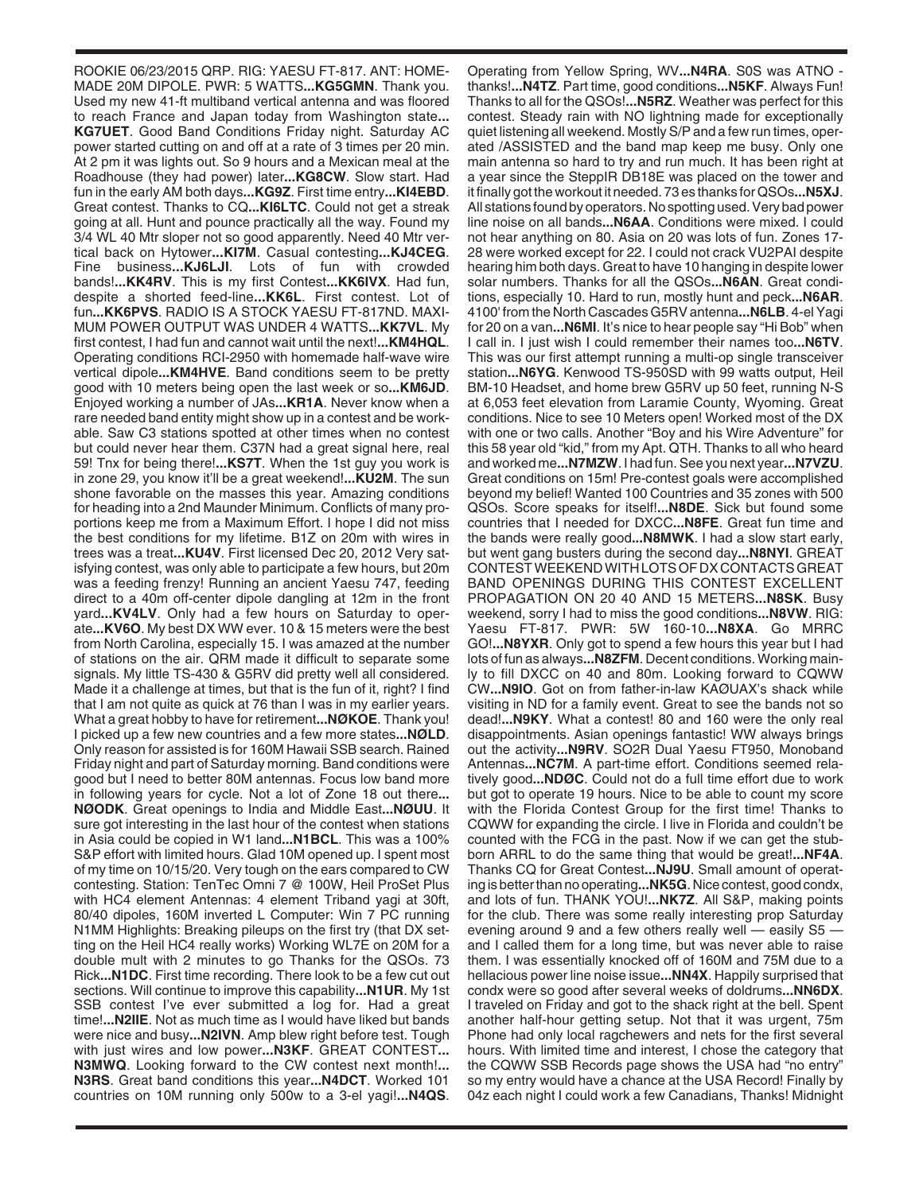ROOKIE 06/23/2015 QRP. RIG: YAESU FT-817. ANT: HOMEMADE 20M DIPOLE. PWR: 5 WATTS...**KG5GMN**. Thank you. Used my new 41-ft multiband vertical antenna and was floored to reach France and Japan today from Washington state...**KG7UET**. Good Band Conditions Friday night. Saturday AC power started cutting on and off at a rate of 3 times per 20 min. At 2 pm it was lights out. So 9 hours and a Mexican meal at the Roadhouse (they had power) later...**KG8CW**. Slow start. Had fun in the early AM both days...**KG9Z**. First time entry...**KI4EBD**. Great contest. Thanks to CQ...**KI6LTC**. Could not get a streak going at all. Hunt and pounce practically all the way. Found my 3/4 WL 40 Mtr sloper not so good apparently. Need 40 Mtr vertical back on Hytower...**KI7M**. Casual contesting...**KJ4CEG**. Fine business...**KJ6LJI**. Lots of fun with crowded bands!...**KK4RV**. This is my first Contest...**KK6IVX**. Had fun, despite a shorted feed-line...**KK6L**. First contest. Lot of fun...**KK6PVS**. RADIO IS A STOCK YAESU FT-817ND. MAXIMUM POWER OUTPUT WAS UNDER 4 WATTS...**KK7VL**. My first contest, I had fun and cannot wait until the next!...**KM4HQL**. Operating conditions RCI-2950 with homemade half-wave wire vertical dipole...**KM4HVE**. Band conditions seem to be pretty good with 10 meters being open the last week or so...**KM6JD**. Enjoyed working a number of JAs...**KR1A**. Never know when a rare needed band entity might show up in a contest and be workable. Saw C3 stations spotted at other times when no contest but could never hear them. C37N had a great signal here, real 59! Tnx for being there!...**KS7T**. When the 1st guy you work is in zone 29, you know it'll be a great weekend!...**KU2M**. The sun shone favorable on the masses this year. Amazing conditions for heading into a 2nd Maunder Minimum. Conflicts of many proportions keep me from a Maximum Effort. I hope I did not miss the best conditions for my lifetime. B1Z on 20m with wires in trees was a treat...**KU4V**. First licensed Dec 20, 2012 Very satisfying contest, was only able to participate a few hours, but 20m was a feeding frenzy! Running an ancient Yaesu 747, feeding direct to a 40m off-center dipole dangling at 12m in the front yard...**KV4LV**. Only had a few hours on Saturday to operate...**KV6O**. My best DX WW ever. 10 & 15 meters were the best from North Carolina, especially 15. I was amazed at the number of stations on the air. QRM made it difficult to separate some signals. My little TS-430 & G5RV did pretty well all considered. Made it a challenge at times, but that is the fun of it, right? I find that I am not quite as quick at 76 than I was in my earlier years. What a great hobby to have for retirement...**NØKOE**. Thank you! I picked up a few new countries and a few more states...**NØLD**. Only reason for assisted is for 160M Hawaii SSB search. Rained Friday night and part of Saturday morning. Band conditions were good but I need to better 80M antennas. Focus low band more in following years for cycle. Not a lot of Zone 18 out there...**NØODK**. Great openings to India and Middle East...**NØUU**. It sure got interesting in the last hour of the contest when stations in Asia could be copied in W1 land...**N1BCL**. This was a 100% S&P effort with limited hours. Glad 10M opened up. I spent most of my time on 10/15/20. Very tough on the ears compared to CW contesting. Station: TenTec Omni 7 @ 100W, Heil ProSet Plus with HC4 element Antennas: 4 element Triband yagi at 30ft, 80/40 dipoles, 160M inverted L Computer: Win 7 PC running N1MM Highlights: Breaking pileups on the first try (that DX setting on the Heil HC4 really works) Working WL7E on 20M for a double mult with 2 minutes to go Thanks for the QSOs. 73 Rick...**N1DC**. First time recording. There look to be a few cut out sections. Will continue to improve this capability...**N1UR**. My 1st SSB contest I've ever submitted a log for. Had a great time!...**N2IIE**. Not as much time as I would have liked but bands were nice and busy...**N2IVN**. Amp blew right before test. Tough with just wires and low power...**N3KF**. GREAT CONTEST...**N3MWQ**. Looking forward to the CW contest next month!...**N3RS**. Great band conditions this year...**N4DCT**. Worked 101 countries on 10M running only 500w to a 3-el yagi!...**N4QS**.

Operating from Yellow Spring, WV...**N4RA**. S0S was ATNO - thanks!...**N4TZ**. Part time, good conditions...**N5KF**. Always Fun! Thanks to all for the QSOs!...**N5RZ**. Weather was perfect for this contest. Steady rain with NO lightning made for exceptionally quiet listening all weekend. Mostly S/P and a few run times, operated /ASSISTED and the band map keep me busy. Only one main antenna so hard to try and run much. It has been right at a year since the SteppIR DB18E was placed on the tower and it finally got the workout it needed. 73 es thanks for QSOs...**N5XJ**. All stations found by operators. No spotting used. Very bad power line noise on all bands...**N6AA**. Conditions were mixed. I could not hear anything on 80. Asia on 20 was lots of fun. Zones 17-28 were worked except for 22. I could not crack VU2PAI despite hearing him both days. Great to have 10 hanging in despite lower solar numbers. Thanks for all the QSOs...**N6AN**. Great conditions, especially 10. Hard to run, mostly hunt and peck...**N6AR**. 4100' from the North Cascades G5RV antenna...**N6LB**. 4-el Yagi for 20 on a van...**N6MI**. It's nice to hear people say "Hi Bob" when I call in. I just wish I could remember their names too...**N6TV**. This was our first attempt running a multi-op single transceiver station...**N6YG**. Kenwood TS-950SD with 99 watts output, Heil BM-10 Headset, and home brew G5RV up 50 feet, running N-S at 6,053 feet elevation from Laramie County, Wyoming. Great conditions. Nice to see 10 Meters open! Worked most of the DX with one or two calls. Another "Boy and his Wire Adventure" for this 58 year old "kid," from my Apt. QTH. Thanks to all who heard and worked me...**N7MZW**. I had fun. See you next year...**N7VZU**. Great conditions on 15m! Pre-contest goals were accomplished beyond my belief! Wanted 100 Countries and 35 zones with 500 QSOs. Score speaks for itself!...**N8DE**. Sick but found some countries that I needed for DXCC...**N8FE**. Great fun time and the bands were really good...**N8MWK**. I had a slow start early, but went gang busters during the second day...**N8NYI**. GREAT CONTEST WEEKEND WITH LOTS OF DX CONTACTS GREAT BAND OPENINGS DURING THIS CONTEST EXCELLENT PROPAGATION ON 20 40 AND 15 METERS...**N8SK**. Busy weekend, sorry I had to miss the good conditions...**N8VW**. RIG: Yaesu FT-817. PWR: 5W 160-10...**N8XA**. Go MRRC GO!...**N8YXR**. Only got to spend a few hours this year but I had lots of fun as always...**N8ZFM**. Decent conditions. Working mainly to fill DXCC on 40 and 80m. Looking forward to CQWW CW...**N9IO**. Got on from father-in-law KAØUAX's shack while visiting in ND for a family event. Great to see the bands not so dead!...**N9KY**. What a contest! 80 and 160 were the only real disappointments. Asian openings fantastic! WW always brings out the activity...**N9RV**. SO2R Dual Yaesu FT950, Monoband Antennas...**NC7M**. A part-time effort. Conditions seemed relatively good...**NDØC**. Could not do a full time effort due to work but got to operate 19 hours. Nice to be able to count my score with the Florida Contest Group for the first time! Thanks to CQWW for expanding the circle. I live in Florida and couldn't be counted with the FCG in the past. Now if we can get the stubborn ARRL to do the same thing that would be great!...**NF4A**. Thanks CQ for Great Contest...**NJ9U**. Small amount of operating is better than no operating...**NK5G**. Nice contest, good condx, and lots of fun. THANK YOU!...**NK7Z**. All S&P, making points for the club. There was some really interesting prop Saturday evening around 9 and a few others really well — easily S5 — and I called them for a long time, but was never able to raise them. I was essentially knocked off of 160M and 75M due to a hellacious power line noise issue...**NN4X**. Happily surprised that condx were so good after several weeks of doldrums...**NN6DX**. I traveled on Friday and got to the shack right at the bell. Spent another half-hour getting setup. Not that it was urgent, 75m Phone had only local ragchewers and nets for the first several hours. With limited time and interest, I chose the category that the CQWW SSB Records page shows the USA had "no entry" so my entry would have a chance at the USA Record! Finally by 04z each night I could work a few Canadians, Thanks! Midnight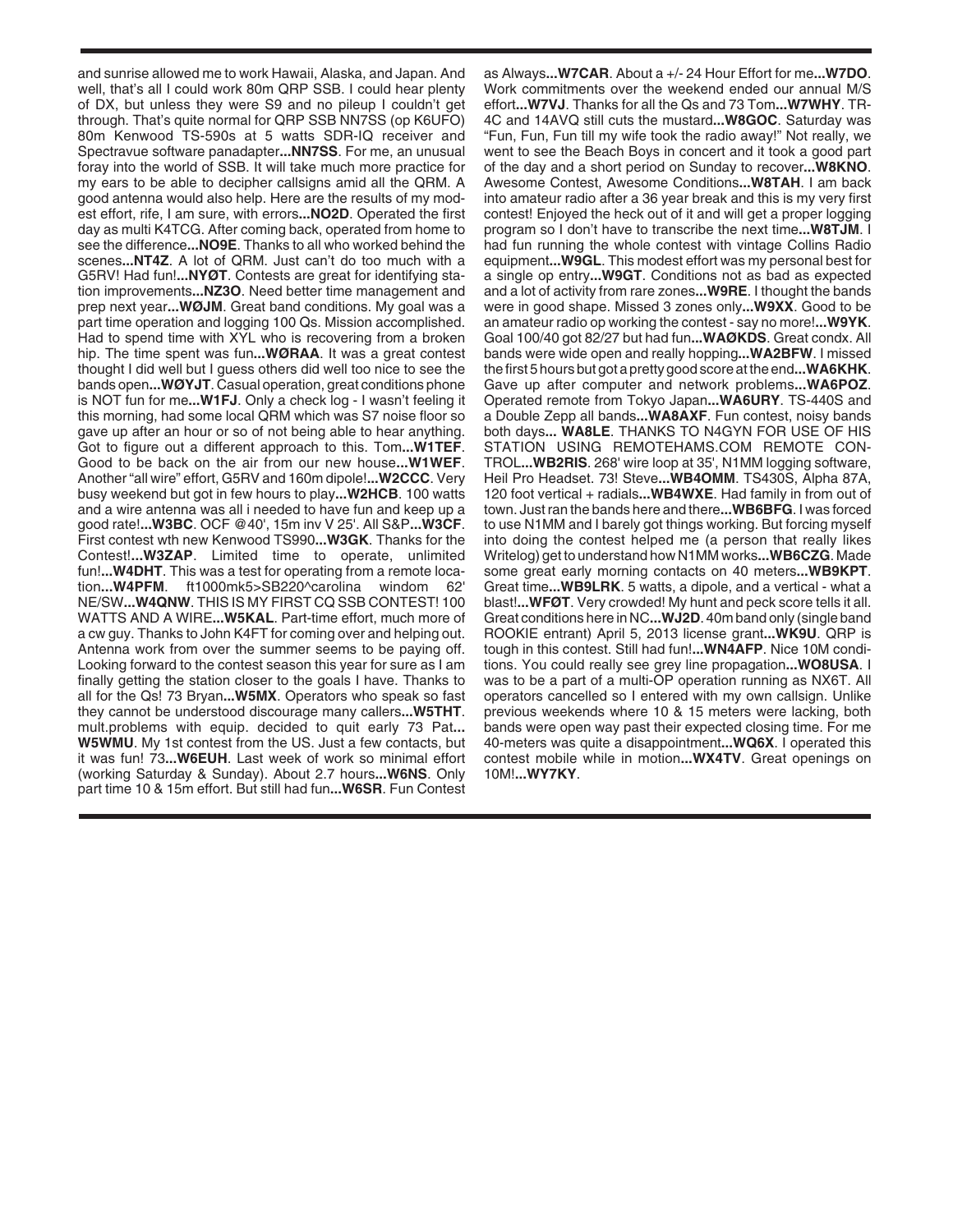and sunrise allowed me to work Hawaii, Alaska, and Japan. And well, that's all I could work 80m QRP SSB. I could hear plenty of DX, but unless they were S9 and no pileup I couldn't get through. That's quite normal for QRP SSB NN7SS (op K6UFO) 80m Kenwood TS-590s at 5 watts SDR-IQ receiver and Spectravue software panadapter**...NN7SS**. For me, an unusual foray into the world of SSB. It will take much more practice for my ears to be able to decipher callsigns amid all the QRM. A good antenna would also help. Here are the results of my modest effort, rife, I am sure, with errors**...NO2D**. Operated the first day as multi K4TCG. After coming back, operated from home to see the difference**...NO9E**. Thanks to all who worked behind the scenes**...NT4Z**. A lot of QRM. Just can't do too much with a G5RV! Had fun!**...NYØT**. Contests are great for identifying station improvements**...NZ3O**. Need better time management and prep next year**...WØJM**. Great band conditions. My goal was a part time operation and logging 100 Qs. Mission accomplished. Had to spend time with XYL who is recovering from a broken hip. The time spent was fun**...WØRAA**. It was a great contest thought I did well but I guess others did well too nice to see the bands open**...WØYJT**. Casual operation, great conditions phone is NOT fun for me**...W1FJ**. Only a check log - I wasn't feeling it this morning, had some local QRM which was S7 noise floor so gave up after an hour or so of not being able to hear anything. Got to figure out a different approach to this. Tom**...W1TEF**. Good to be back on the air from our new house**...W1WEF**. Another "all wire" effort, G5RV and 160m dipole!**...W2CCC**. Very busy weekend but got in few hours to play**...W2HCB**. 100 watts and a wire antenna was all i needed to have fun and keep up a good rate!**...W3BC**. OCF @40', 15m inv V 25'. All S&P**...W3CF**. First contest wth new Kenwood TS990**...W3GK**. Thanks for the Contest!**...W3ZAP**. Limited time to operate, unlimited fun!**...W4DHT**. This was a test for operating from a remote location**...W4PFM**. ft1000mk5>SB220^carolina windom 62' NE/SW**...W4QNW**. THIS IS MY FIRST CQ SSB CONTEST! 100 WATTS AND A WIRE**...W5KAL**. Part-time effort, much more of a cw guy. Thanks to John K4FT for coming over and helping out. Antenna work from over the summer seems to be paying off. Looking forward to the contest season this year for sure as I am finally getting the station closer to the goals I have. Thanks to all for the Qs! 73 Bryan**...W5MX**. Operators who speak so fast they cannot be understood discourage many callers**...W5THT**. mult.problems with equip. decided to quit early 73 Pat**... W5WMU**. My 1st contest from the US. Just a few contacts, but it was fun! 73**...W6EUH**. Last week of work so minimal effort (working Saturday & Sunday). About 2.7 hours**...W6NS**. Only part time 10 & 15m effort. But still had fun**...W6SR**. Fun Contest as Always**...W7CAR**. About a +/- 24 Hour Effort for me**...W7DO**. Work commitments over the weekend ended our annual M/S effort**...W7VJ**. Thanks for all the Qs and 73 Tom**...W7WHY**. TR-4C and 14AVQ still cuts the mustard**...W8GOC**. Saturday was "Fun, Fun, Fun till my wife took the radio away!" Not really, we went to see the Beach Boys in concert and it took a good part of the day and a short period on Sunday to recover**...W8KNO**. Awesome Contest, Awesome Conditions**...W8TAH**. I am back into amateur radio after a 36 year break and this is my very first contest! Enjoyed the heck out of it and will get a proper logging program so I don't have to transcribe the next time**...W8TJM**. I had fun running the whole contest with vintage Collins Radio equipment**...W9GL**. This modest effort was my personal best for a single op entry**...W9GT**. Conditions not as bad as expected and a lot of activity from rare zones**...W9RE**. I thought the bands were in good shape. Missed 3 zones only**...W9XX**. Good to be an amateur radio op working the contest - say no more!**...W9YK**. Goal 100/40 got 82/27 but had fun**...WAØKDS**. Great condx. All bands were wide open and really hopping**...WA2BFW**. I missed the first 5 hours but got a pretty good score at the end**...WA6KHK**. Gave up after computer and network problems**...WA6POZ**. Operated remote from Tokyo Japan**...WA6URY**. TS-440S and a Double Zepp all bands**...WA8AXF**. Fun contest, noisy bands both days**... WA8LE**. THANKS TO N4GYN FOR USE OF HIS STATION USING REMOTEHAMS.COM REMOTE CONTROL**...WB2RIS**. 268' wire loop at 35', N1MM logging software, Heil Pro Headset. 73! Steve**...WB4OMM**. TS430S, Alpha 87A, 120 foot vertical + radials**...WB4WXE**. Had family in from out of town. Just ran the bands here and there**...WB6BFG**. I was forced to use N1MM and I barely got things working. But forcing myself into doing the contest helped me (a person that really likes Writelog) get to understand how N1MM works**...WB6CZG**. Made some great early morning contacts on 40 meters**...WB9KPT**. Great time**...WB9LRK**. 5 watts, a dipole, and a vertical - what a blast!**...WFØT**. Very crowded! My hunt and peck score tells it all. Great conditions here in NC**...WJ2D**. 40m band only (single band ROOKIE entrant) April 5, 2013 license grant**...WK9U**. QRP is tough in this contest. Still had fun!**...WN4AFP**. Nice 10M conditions. You could really see grey line propagation**...WO8USA**. I was to be a part of a multi-OP operation running as NX6T. All operators cancelled so I entered with my own callsign. Unlike previous weekends where 10 & 15 meters were lacking, both bands were open way past their expected closing time. For me 40-meters was quite a disappointment**...WQ6X**. I operated this contest mobile while in motion**...WX4TV**. Great openings on 10M!**...WY7KY**.